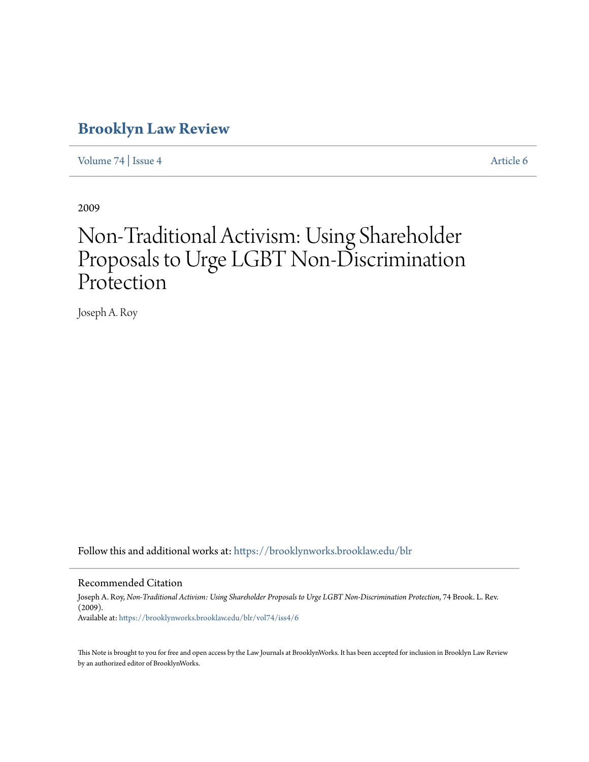# Brooklyn Law Review

Volume 74 | Issue 4 Article 6

2009

# Non-Traditional Activism: Using Shareholder Proposals to Urge LGBT Non-Discrimination Protection

Joseph A. Roy

Follow this and additional works at: https://brooklynworks.brooklaw.edu/blr

## Recommended Citation

Joseph A. Roy, *Non-Traditional Activism: Using Shareholder Proposals to Urge LGBT Non-Discrimination Protection*, 74 Brook. L. Rev. (2009).
Available at: https://brooklynworks.brooklaw.edu/blr/vol74/iss4/6

This Note is brought to you for free and open access by the Law Journals at BrooklynWorks. It has been accepted for inclusion in Brooklyn Law Review by an authorized editor of BrooklynWorks.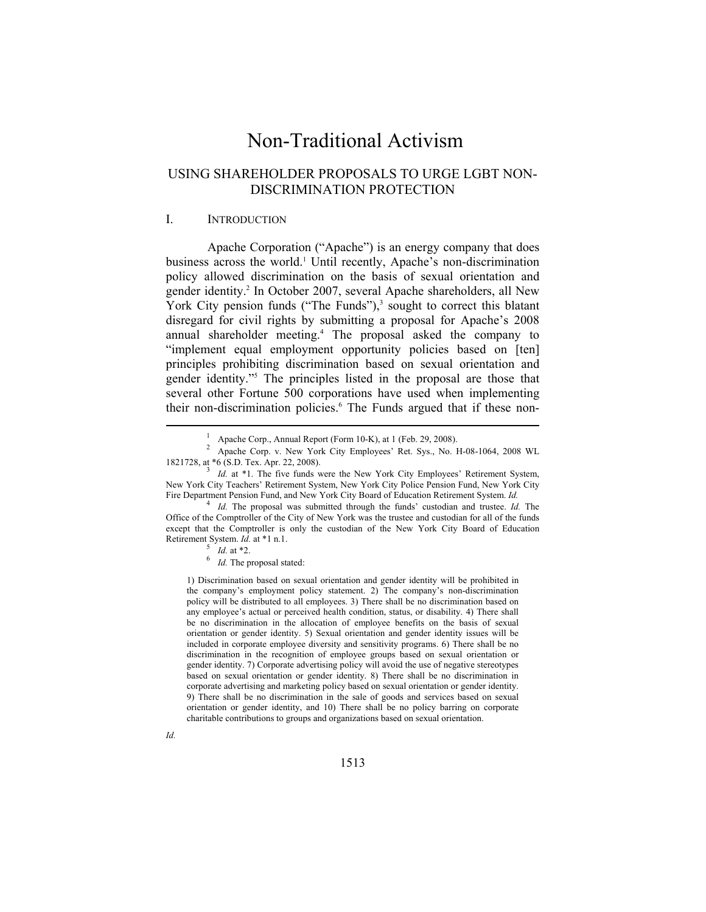// Non-Traditional Activism

## USING SHAREHOLDER PROPOSALS TO URGE LGBT NON-DISCRIMINATION PROTECTION

### I. INTRODUCTION

Apache Corporation ("Apache") is an energy company that does business across the world.[1] Until recently, Apache's non-discrimination policy allowed discrimination on the basis of sexual orientation and gender identity.[2] In October 2007, several Apache shareholders, all New York City pension funds ("The Funds"),[3] sought to correct this blatant disregard for civil rights by submitting a proposal for Apache's 2008 annual shareholder meeting.[4] The proposal asked the company to "implement equal employment opportunity policies based on [ten] principles prohibiting discrimination based on sexual orientation and gender identity."[5] The principles listed in the proposal are those that several other Fortune 500 corporations have used when implementing their non-discrimination policies.[6] The Funds argued that if these non-

---

[1] Apache Corp., Annual Report (Form 10-K), at 1 (Feb. 29, 2008).

[2] Apache Corp. v. New York City Employees' Ret. Sys., No. H-08-1064, 2008 WL 1821728, at *6 (S.D. Tex. Apr. 22, 2008).

[3] *Id.* at *1. The five funds were the New York City Employees' Retirement System, New York City Teachers' Retirement System, New York City Police Pension Fund, New York City Fire Department Pension Fund, and New York City Board of Education Retirement System. *Id.*

[4] *Id.* The proposal was submitted through the funds' custodian and trustee. *Id.* The Office of the Comptroller of the City of New York was the trustee and custodian for all of the funds except that the Comptroller is only the custodian of the New York City Board of Education Retirement System. *Id.* at *1 n.1.

[5] *Id.* at *2.

[6] *Id.* The proposal stated:

> 1) Discrimination based on sexual orientation and gender identity will be prohibited in the company's employment policy statement. 2) The company's non-discrimination policy will be distributed to all employees. 3) There shall be no discrimination based on any employee's actual or perceived health condition, status, or disability. 4) There shall be no discrimination in the allocation of employee benefits on the basis of sexual orientation or gender identity. 5) Sexual orientation and gender identity issues will be included in corporate employee diversity and sensitivity programs. 6) There shall be no discrimination in the recognition of employee groups based on sexual orientation or gender identity. 7) Corporate advertising policy will avoid the use of negative stereotypes based on sexual orientation or gender identity. 8) There shall be no discrimination in corporate advertising and marketing policy based on sexual orientation or gender identity. 9) There shall be no discrimination in the sale of goods and services based on sexual orientation or gender identity, and 10) There shall be no policy barring on corporate charitable contributions to groups and organizations based on sexual orientation.

*Id.*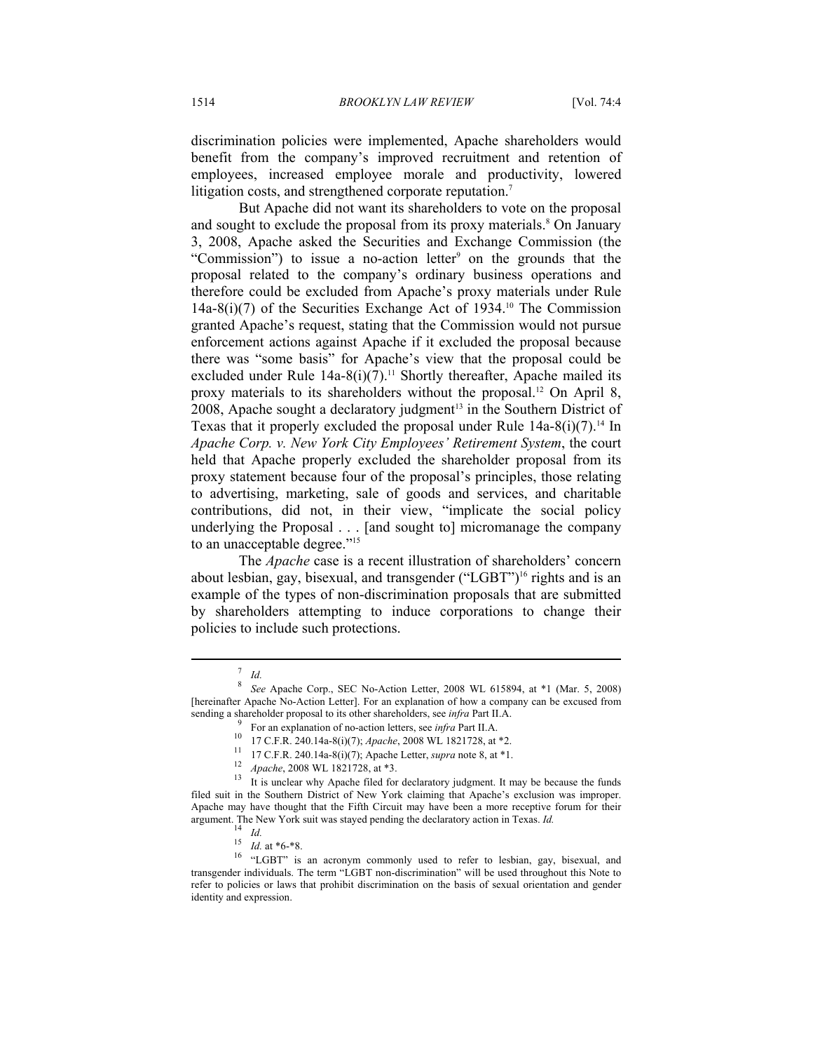discrimination policies were implemented, Apache shareholders would benefit from the company's improved recruitment and retention of employees, increased employee morale and productivity, lowered litigation costs, and strengthened corporate reputation.[7]

But Apache did not want its shareholders to vote on the proposal and sought to exclude the proposal from its proxy materials.[8] On January 3, 2008, Apache asked the Securities and Exchange Commission (the "Commission") to issue a no-action letter[9] on the grounds that the proposal related to the company's ordinary business operations and therefore could be excluded from Apache's proxy materials under Rule 14a-8(i)(7) of the Securities Exchange Act of 1934.[10] The Commission granted Apache's request, stating that the Commission would not pursue enforcement actions against Apache if it excluded the proposal because there was "some basis" for Apache's view that the proposal could be excluded under Rule 14a-8(i)(7).[11] Shortly thereafter, Apache mailed its proxy materials to its shareholders without the proposal.[12] On April 8, 2008, Apache sought a declaratory judgment[13] in the Southern District of Texas that it properly excluded the proposal under Rule 14a-8(i)(7).[14] In *Apache Corp. v. New York City Employees' Retirement System*, the court held that Apache properly excluded the shareholder proposal from its proxy statement because four of the proposal's principles, those relating to advertising, marketing, sale of goods and services, and charitable contributions, did not, in their view, "implicate the social policy underlying the Proposal . . . [and sought to] micromanage the company to an unacceptable degree."[15]

The *Apache* case is a recent illustration of shareholders' concern about lesbian, gay, bisexual, and transgender ("LGBT")[16] rights and is an example of the types of non-discrimination proposals that are submitted by shareholders attempting to induce corporations to change their policies to include such protections.

---

[7] *Id.*

[8] *See* Apache Corp., SEC No-Action Letter, 2008 WL 615894, at *1 (Mar. 5, 2008) [hereinafter Apache No-Action Letter]. For an explanation of how a company can be excused from sending a shareholder proposal to its other shareholders, see *infra* Part II.A.

[9] For an explanation of no-action letters, see *infra* Part II.A.

[10] 17 C.F.R. 240.14a-8(i)(7); *Apache*, 2008 WL 1821728, at *2.

[11] 17 C.F.R. 240.14a-8(i)(7); Apache Letter, *supra* note 8, at *1.

[12] *Apache*, 2008 WL 1821728, at *3.

[13] It is unclear why Apache filed for declaratory judgment. It may be because the funds filed suit in the Southern District of New York claiming that Apache's exclusion was improper. Apache may have thought that the Fifth Circuit may have been a more receptive forum for their argument. The New York suit was stayed pending the declaratory action in Texas. *Id.*

[14] *Id.*

[15] *Id.* at *6-*8.

[16] "LGBT" is an acronym commonly used to refer to lesbian, gay, bisexual, and transgender individuals. The term "LGBT non-discrimination" will be used throughout this Note to refer to policies or laws that prohibit discrimination on the basis of sexual orientation and gender identity and expression.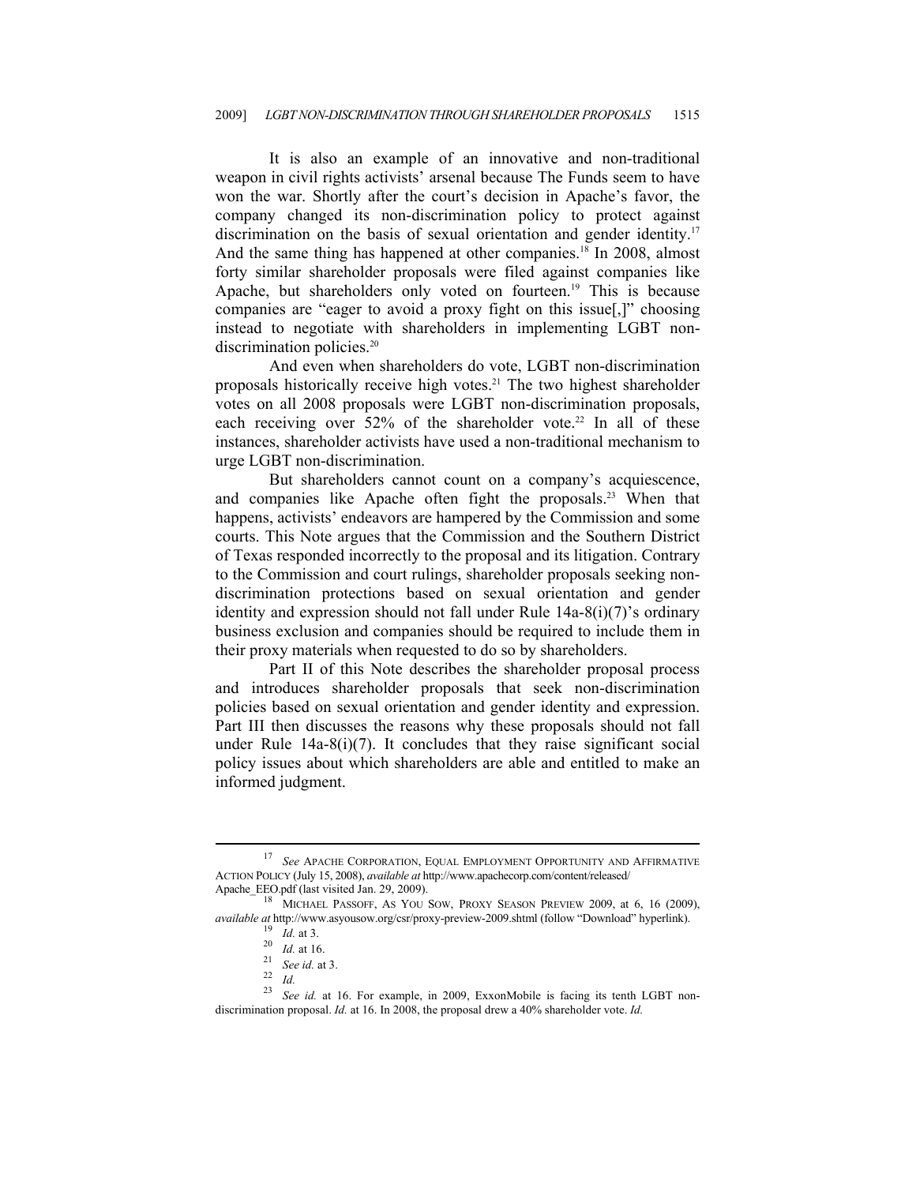It is also an example of an innovative and non-traditional weapon in civil rights activists' arsenal because The Funds seem to have won the war. Shortly after the court's decision in Apache's favor, the company changed its non-discrimination policy to protect against discrimination on the basis of sexual orientation and gender identity.[17] And the same thing has happened at other companies.[18] In 2008, almost forty similar shareholder proposals were filed against companies like Apache, but shareholders only voted on fourteen.[19] This is because companies are "eager to avoid a proxy fight on this issue[,]" choosing instead to negotiate with shareholders in implementing LGBT non-discrimination policies.[20]

And even when shareholders do vote, LGBT non-discrimination proposals historically receive high votes.[21] The two highest shareholder votes on all 2008 proposals were LGBT non-discrimination proposals, each receiving over 52% of the shareholder vote.[22] In all of these instances, shareholder activists have used a non-traditional mechanism to urge LGBT non-discrimination.

But shareholders cannot count on a company's acquiescence, and companies like Apache often fight the proposals.[23] When that happens, activists' endeavors are hampered by the Commission and some courts. This Note argues that the Commission and the Southern District of Texas responded incorrectly to the proposal and its litigation. Contrary to the Commission and court rulings, shareholder proposals seeking non-discrimination protections based on sexual orientation and gender identity and expression should not fall under Rule 14a-8(i)(7)'s ordinary business exclusion and companies should be required to include them in their proxy materials when requested to do so by shareholders.

Part II of this Note describes the shareholder proposal process and introduces shareholder proposals that seek non-discrimination policies based on sexual orientation and gender identity and expression. Part III then discusses the reasons why these proposals should not fall under Rule 14a-8(i)(7). It concludes that they raise significant social policy issues about which shareholders are able and entitled to make an informed judgment.

---

[17] *See* APACHE CORPORATION, EQUAL EMPLOYMENT OPPORTUNITY AND AFFIRMATIVE ACTION POLICY (July 15, 2008), *available at* http://www.apachecorp.com/content/released/Apache_EEO.pdf (last visited Jan. 29, 2009).

[18] MICHAEL PASSOFF, AS YOU SOW, PROXY SEASON PREVIEW 2009, at 6, 16 (2009), *available at* http://www.asyousow.org/csr/proxy-preview-2009.shtml (follow "Download" hyperlink).

[19] *Id.* at 3.

[20] *Id.* at 16.

[21] *See id.* at 3.

[22] *Id.*

[23] *See id.* at 16. For example, in 2009, ExxonMobile is facing its tenth LGBT non-discrimination proposal. *Id.* at 16. In 2008, the proposal drew a 40% shareholder vote. *Id.*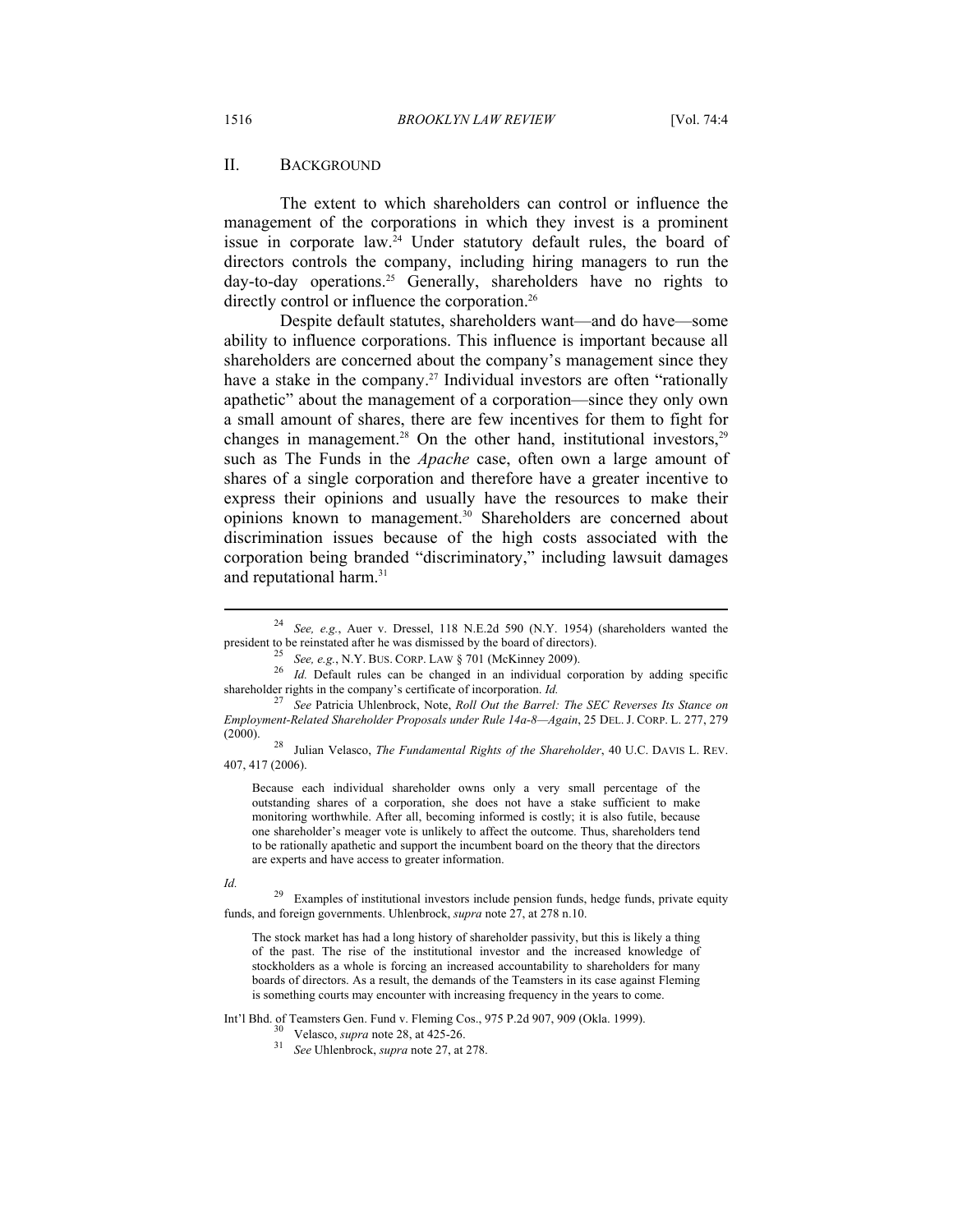## II. BACKGROUND

The extent to which shareholders can control or influence the management of the corporations in which they invest is a prominent issue in corporate law.[24] Under statutory default rules, the board of directors controls the company, including hiring managers to run the day-to-day operations.[25] Generally, shareholders have no rights to directly control or influence the corporation.[26]

Despite default statutes, shareholders want—and do have—some ability to influence corporations. This influence is important because all shareholders are concerned about the company's management since they have a stake in the company.[27] Individual investors are often "rationally apathetic" about the management of a corporation—since they only own a small amount of shares, there are few incentives for them to fight for changes in management.[28] On the other hand, institutional investors,[29] such as The Funds in the *Apache* case, often own a large amount of shares of a single corporation and therefore have a greater incentive to express their opinions and usually have the resources to make their opinions known to management.[30] Shareholders are concerned about discrimination issues because of the high costs associated with the corporation being branded "discriminatory," including lawsuit damages and reputational harm.[31]

---

[24] *See, e.g.*, Auer v. Dressel, 118 N.E.2d 590 (N.Y. 1954) (shareholders wanted the president to be reinstated after he was dismissed by the board of directors).

[25] *See, e.g.*, N.Y. BUS. CORP. LAW § 701 (McKinney 2009).

[26] *Id.* Default rules can be changed in an individual corporation by adding specific shareholder rights in the company's certificate of incorporation. *Id.*

[27] *See* Patricia Uhlenbrock, Note, *Roll Out the Barrel: The SEC Reverses Its Stance on Employment-Related Shareholder Proposals under Rule 14a-8—Again*, 25 DEL. J. CORP. L. 277, 279 (2000).

[28] Julian Velasco, *The Fundamental Rights of the Shareholder*, 40 U.C. DAVIS L. REV. 407, 417 (2006).

> Because each individual shareholder owns only a very small percentage of the outstanding shares of a corporation, she does not have a stake sufficient to make monitoring worthwhile. After all, becoming informed is costly; it is also futile, because one shareholder's meager vote is unlikely to affect the outcome. Thus, shareholders tend to be rationally apathetic and support the incumbent board on the theory that the directors are experts and have access to greater information.

*Id.*

[29] Examples of institutional investors include pension funds, hedge funds, private equity funds, and foreign governments. Uhlenbrock, *supra* note 27, at 278 n.10.

> The stock market has had a long history of shareholder passivity, but this is likely a thing of the past. The rise of the institutional investor and the increased knowledge of stockholders as a whole is forcing an increased accountability to shareholders for many boards of directors. As a result, the demands of the Teamsters in its case against Fleming is something courts may encounter with increasing frequency in the years to come.

Int'l Bhd. of Teamsters Gen. Fund v. Fleming Cos., 975 P.2d 907, 909 (Okla. 1999).

[30] Velasco, *supra* note 28, at 425-26.

[31] *See* Uhlenbrock, *supra* note 27, at 278.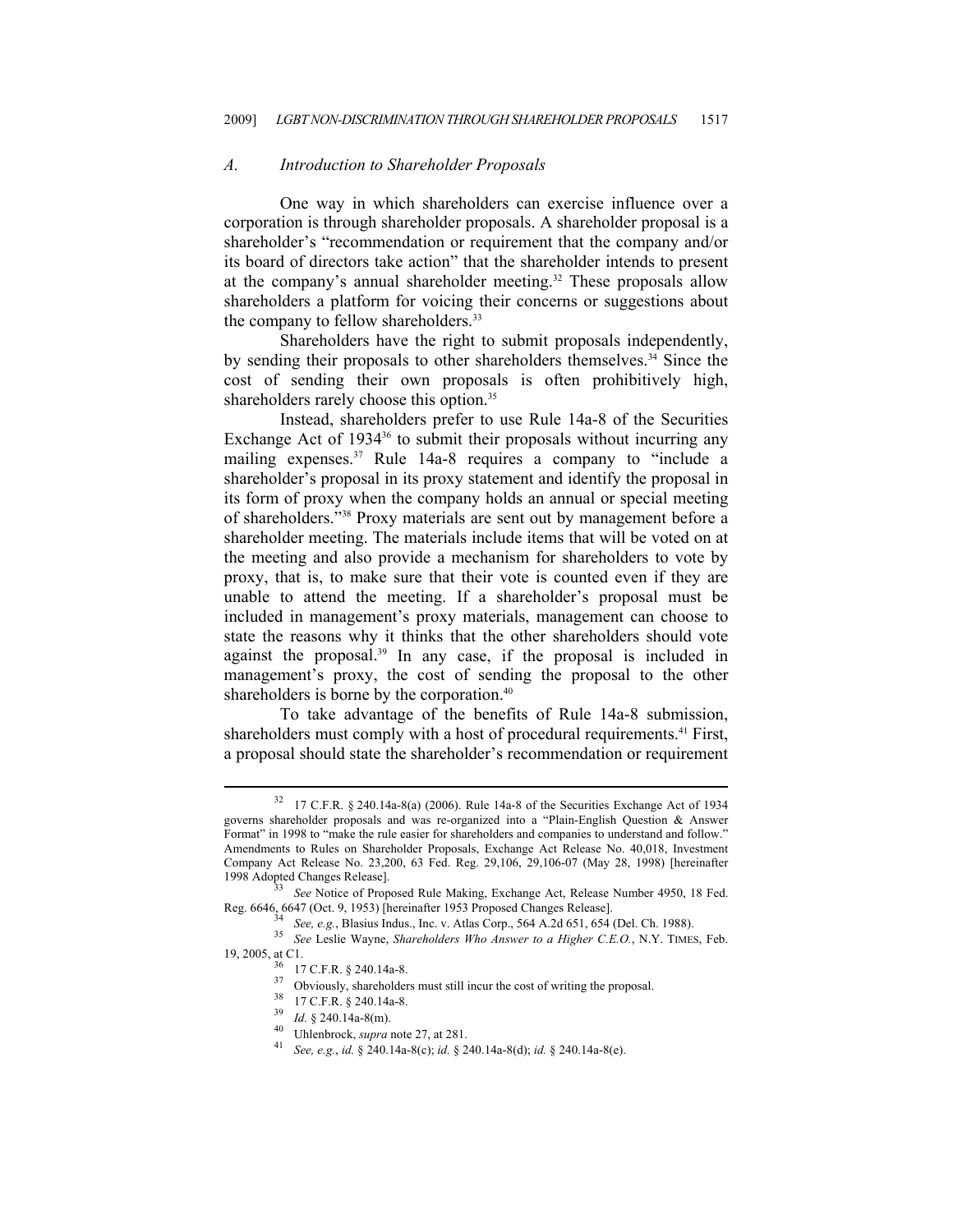### *A. Introduction to Shareholder Proposals*

One way in which shareholders can exercise influence over a corporation is through shareholder proposals. A shareholder proposal is a shareholder's "recommendation or requirement that the company and/or its board of directors take action" that the shareholder intends to present at the company's annual shareholder meeting.[32] These proposals allow shareholders a platform for voicing their concerns or suggestions about the company to fellow shareholders.[33]

Shareholders have the right to submit proposals independently, by sending their proposals to other shareholders themselves.[34] Since the cost of sending their own proposals is often prohibitively high, shareholders rarely choose this option.[35]

Instead, shareholders prefer to use Rule 14a-8 of the Securities Exchange Act of 1934[36] to submit their proposals without incurring any mailing expenses.[37] Rule 14a-8 requires a company to "include a shareholder's proposal in its proxy statement and identify the proposal in its form of proxy when the company holds an annual or special meeting of shareholders."[38] Proxy materials are sent out by management before a shareholder meeting. The materials include items that will be voted on at the meeting and also provide a mechanism for shareholders to vote by proxy, that is, to make sure that their vote is counted even if they are unable to attend the meeting. If a shareholder's proposal must be included in management's proxy materials, management can choose to state the reasons why it thinks that the other shareholders should vote against the proposal.[39] In any case, if the proposal is included in management's proxy, the cost of sending the proposal to the other shareholders is borne by the corporation.[40]

To take advantage of the benefits of Rule 14a-8 submission, shareholders must comply with a host of procedural requirements.[41] First, a proposal should state the shareholder's recommendation or requirement

---

[32] 17 C.F.R. § 240.14a-8(a) (2006). Rule 14a-8 of the Securities Exchange Act of 1934 governs shareholder proposals and was re-organized into a "Plain-English Question & Answer Format" in 1998 to "make the rule easier for shareholders and companies to understand and follow." Amendments to Rules on Shareholder Proposals, Exchange Act Release No. 40,018, Investment Company Act Release No. 23,200, 63 Fed. Reg. 29,106, 29,106-07 (May 28, 1998) [hereinafter 1998 Adopted Changes Release].

[33] *See* Notice of Proposed Rule Making, Exchange Act, Release Number 4950, 18 Fed. Reg. 6646, 6647 (Oct. 9, 1953) [hereinafter 1953 Proposed Changes Release].

[34] *See, e.g.*, Blasius Indus., Inc. v. Atlas Corp., 564 A.2d 651, 654 (Del. Ch. 1988).

[35] *See* Leslie Wayne, *Shareholders Who Answer to a Higher C.E.O.*, N.Y. TIMES, Feb. 19, 2005, at C1.

[36] 17 C.F.R. § 240.14a-8.

[37] Obviously, shareholders must still incur the cost of writing the proposal.

[38] 17 C.F.R. § 240.14a-8.

[39] *Id.* § 240.14a-8(m).

[40] Uhlenbrock, *supra* note 27, at 281.

[41] *See, e.g.*, *id.* § 240.14a-8(c); *id.* § 240.14a-8(d); *id.* § 240.14a-8(e).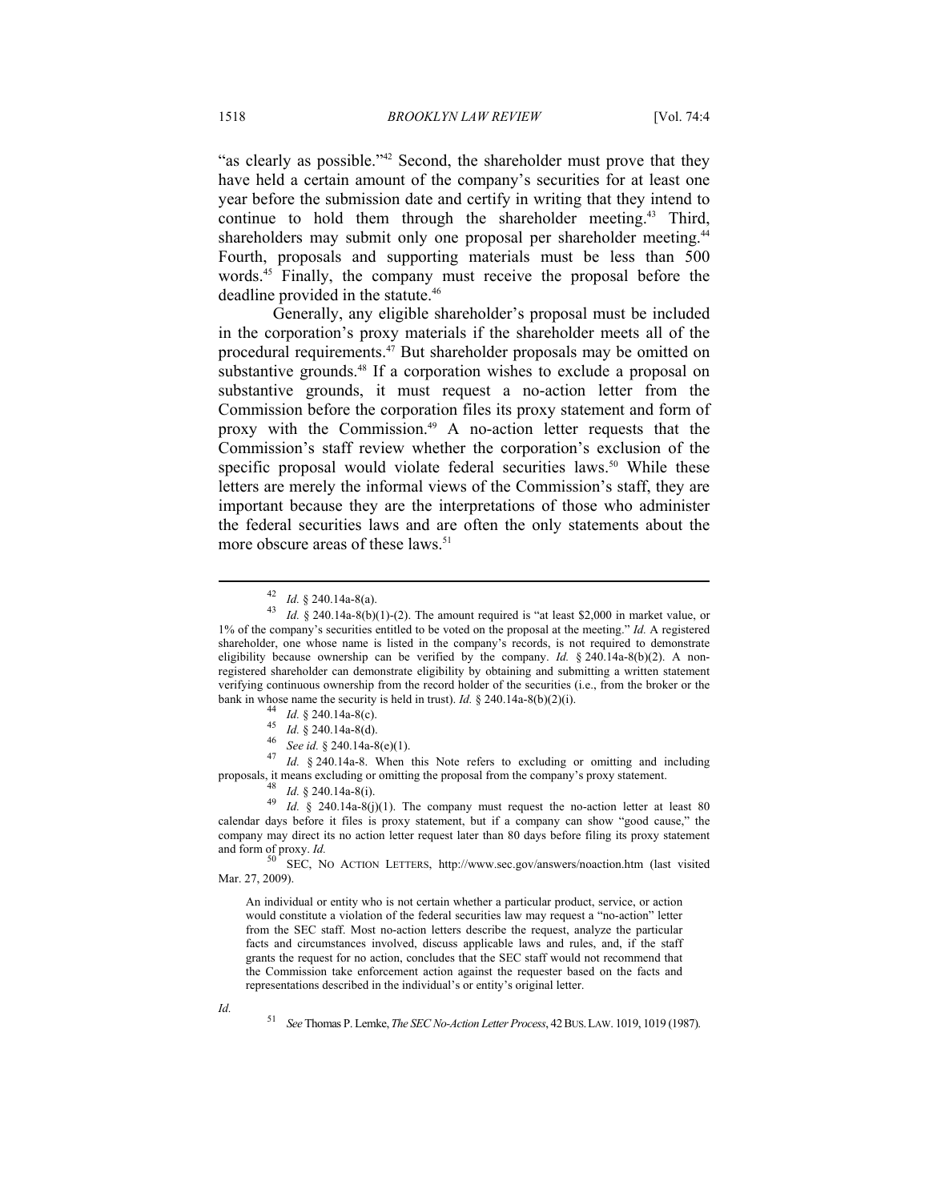"as clearly as possible."[42] Second, the shareholder must prove that they have held a certain amount of the company's securities for at least one year before the submission date and certify in writing that they intend to continue to hold them through the shareholder meeting.[43] Third, shareholders may submit only one proposal per shareholder meeting.[44] Fourth, proposals and supporting materials must be less than 500 words.[45] Finally, the company must receive the proposal before the deadline provided in the statute.[46]

Generally, any eligible shareholder's proposal must be included in the corporation's proxy materials if the shareholder meets all of the procedural requirements.[47] But shareholder proposals may be omitted on substantive grounds.[48] If a corporation wishes to exclude a proposal on substantive grounds, it must request a no-action letter from the Commission before the corporation files its proxy statement and form of proxy with the Commission.[49] A no-action letter requests that the Commission's staff review whether the corporation's exclusion of the specific proposal would violate federal securities laws.[50] While these letters are merely the informal views of the Commission's staff, they are important because they are the interpretations of those who administer the federal securities laws and are often the only statements about the more obscure areas of these laws.[51]

---

[42] *Id.* § 240.14a-8(a).

[43] *Id.* § 240.14a-8(b)(1)-(2). The amount required is "at least $2,000 in market value, or 1% of the company's securities entitled to be voted on the proposal at the meeting." *Id.* A registered shareholder, one whose name is listed in the company's records, is not required to demonstrate eligibility because ownership can be verified by the company. *Id.* § 240.14a-8(b)(2). A non-registered shareholder can demonstrate eligibility by obtaining and submitting a written statement verifying continuous ownership from the record holder of the securities (i.e., from the broker or the bank in whose name the security is held in trust). *Id.* § 240.14a-8(b)(2)(i).

[44] *Id.* § 240.14a-8(c).

[45] *Id.* § 240.14a-8(d).

[46] *See id.* § 240.14a-8(e)(1).

[47] *Id.* § 240.14a-8. When this Note refers to excluding or omitting and including proposals, it means excluding or omitting the proposal from the company's proxy statement.

[48] *Id.* § 240.14a-8(i).

[49] *Id.* § 240.14a-8(j)(1). The company must request the no-action letter at least 80 calendar days before it files is proxy statement, but if a company can show "good cause," the company may direct its no action letter request later than 80 days before filing its proxy statement and form of proxy. *Id.*

[50] SEC, NO ACTION LETTERS, http://www.sec.gov/answers/noaction.htm (last visited Mar. 27, 2009).

> An individual or entity who is not certain whether a particular product, service, or action would constitute a violation of the federal securities law may request a "no-action" letter from the SEC staff. Most no-action letters describe the request, analyze the particular facts and circumstances involved, discuss applicable laws and rules, and, if the staff grants the request for no action, concludes that the SEC staff would not recommend that the Commission take enforcement action against the requester based on the facts and representations described in the individual's or entity's original letter.

*Id.*

[51] *See* Thomas P. Lemke, *The SEC No-Action Letter Process*, 42 BUS. LAW. 1019, 1019 (1987).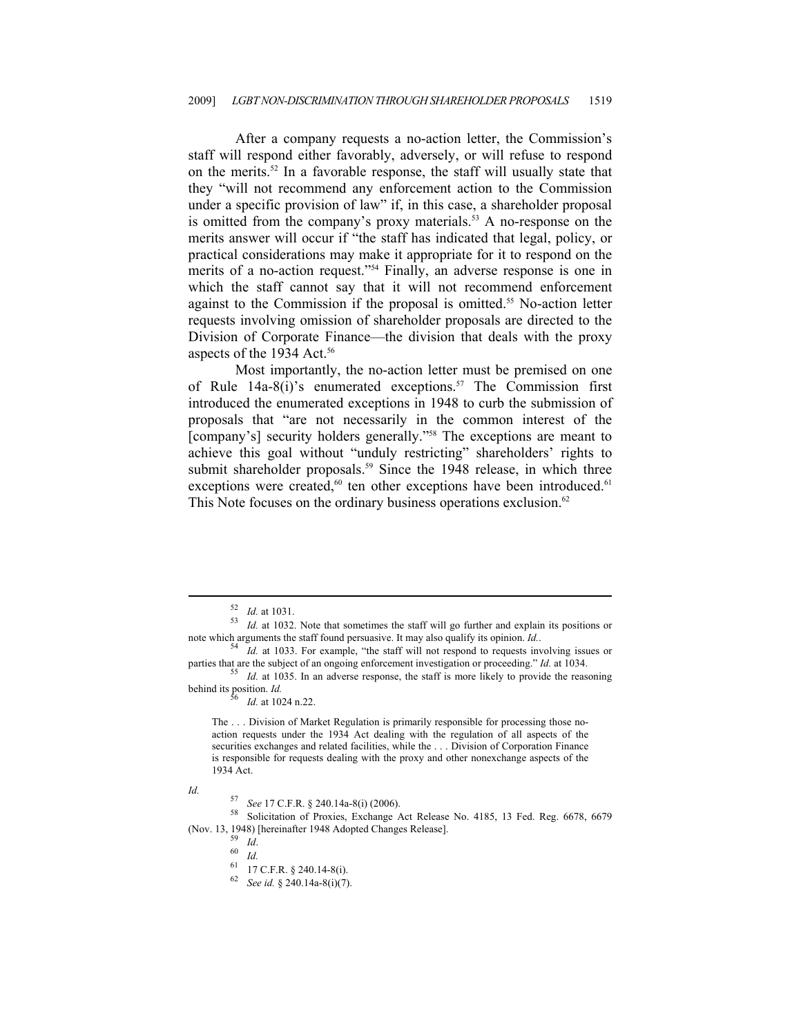After a company requests a no-action letter, the Commission's staff will respond either favorably, adversely, or will refuse to respond on the merits.[52] In a favorable response, the staff will usually state that they "will not recommend any enforcement action to the Commission under a specific provision of law" if, in this case, a shareholder proposal is omitted from the company's proxy materials.[53] A no-response on the merits answer will occur if "the staff has indicated that legal, policy, or practical considerations may make it appropriate for it to respond on the merits of a no-action request."[54] Finally, an adverse response is one in which the staff cannot say that it will not recommend enforcement against to the Commission if the proposal is omitted.[55] No-action letter requests involving omission of shareholder proposals are directed to the Division of Corporate Finance—the division that deals with the proxy aspects of the 1934 Act.[56]

Most importantly, the no-action letter must be premised on one of Rule 14a-8(i)'s enumerated exceptions.[57] The Commission first introduced the enumerated exceptions in 1948 to curb the submission of proposals that "are not necessarily in the common interest of the [company's] security holders generally."[58] The exceptions are meant to achieve this goal without "unduly restricting" shareholders' rights to submit shareholder proposals.[59] Since the 1948 release, in which three exceptions were created,[60] ten other exceptions have been introduced.[61] This Note focuses on the ordinary business operations exclusion.[62]

---

[52] *Id.* at 1031.

[53] *Id.* at 1032. Note that sometimes the staff will go further and explain its positions or note which arguments the staff found persuasive. It may also qualify its opinion. *Id.*.

[54] *Id.* at 1033. For example, "the staff will not respond to requests involving issues or parties that are the subject of an ongoing enforcement investigation or proceeding." *Id.* at 1034.

[55] *Id.* at 1035. In an adverse response, the staff is more likely to provide the reasoning behind its position. *Id.*

[56] *Id.* at 1024 n.22.

> The . . . Division of Market Regulation is primarily responsible for processing those no-action requests under the 1934 Act dealing with the regulation of all aspects of the securities exchanges and related facilities, while the . . . Division of Corporation Finance is responsible for requests dealing with the proxy and other nonexchange aspects of the 1934 Act.

*Id.*

[57] *See* 17 C.F.R. § 240.14a-8(i) (2006).

[58] Solicitation of Proxies, Exchange Act Release No. 4185, 13 Fed. Reg. 6678, 6679 (Nov. 13, 1948) [hereinafter 1948 Adopted Changes Release].

[59] *Id*.

[60] *Id.*

[61] 17 C.F.R. § 240.14-8(i).

[62] *See id.* § 240.14a-8(i)(7).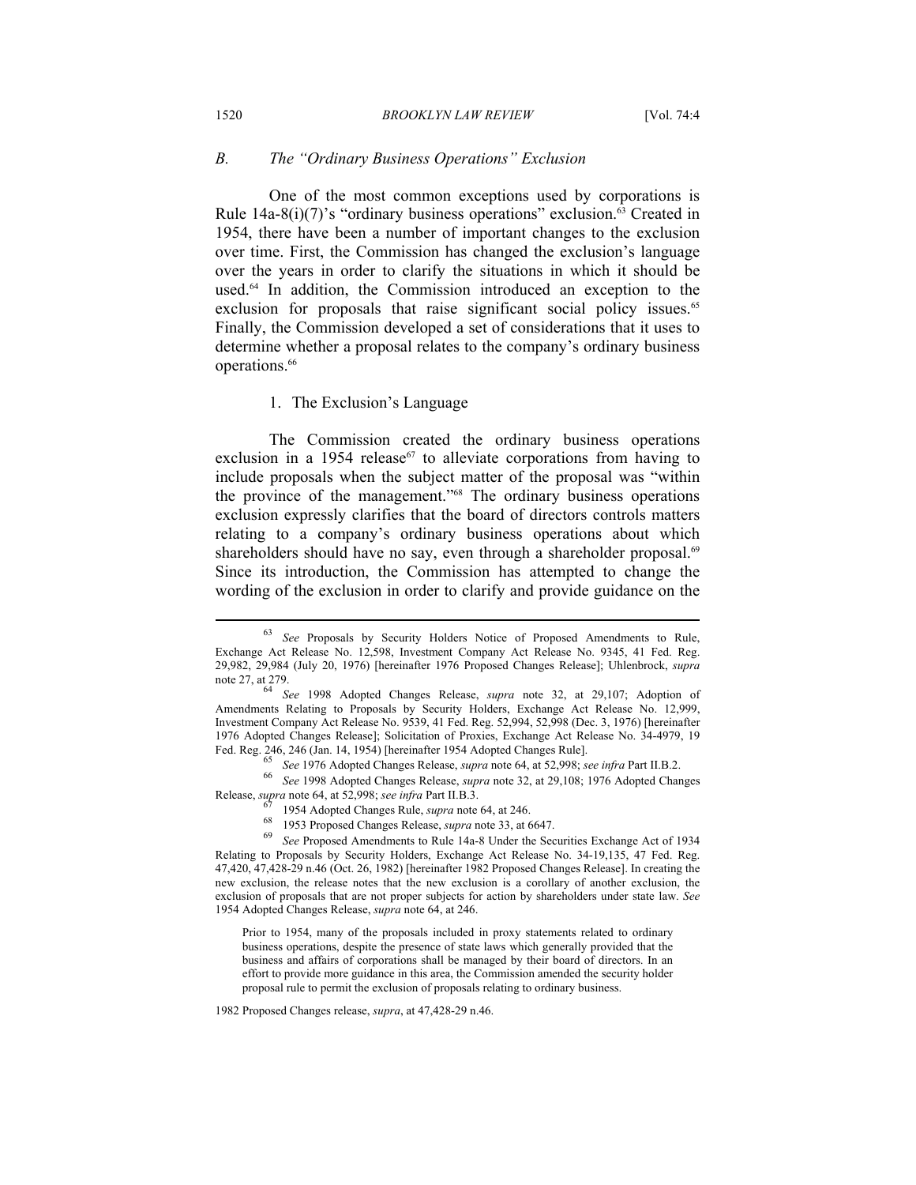### *B. The "Ordinary Business Operations" Exclusion*

One of the most common exceptions used by corporations is Rule 14a-8(i)(7)'s "ordinary business operations" exclusion.[63] Created in 1954, there have been a number of important changes to the exclusion over time. First, the Commission has changed the exclusion's language over the years in order to clarify the situations in which it should be used.[64] In addition, the Commission introduced an exception to the exclusion for proposals that raise significant social policy issues.[65] Finally, the Commission developed a set of considerations that it uses to determine whether a proposal relates to the company's ordinary business operations.[66]

#### 1. The Exclusion's Language

The Commission created the ordinary business operations exclusion in a 1954 release[67] to alleviate corporations from having to include proposals when the subject matter of the proposal was "within the province of the management."[68] The ordinary business operations exclusion expressly clarifies that the board of directors controls matters relating to a company's ordinary business operations about which shareholders should have no say, even through a shareholder proposal.[69] Since its introduction, the Commission has attempted to change the wording of the exclusion in order to clarify and provide guidance on the

---

[63] *See* Proposals by Security Holders Notice of Proposed Amendments to Rule, Exchange Act Release No. 12,598, Investment Company Act Release No. 9345, 41 Fed. Reg. 29,982, 29,984 (July 20, 1976) [hereinafter 1976 Proposed Changes Release]; Uhlenbrock, *supra* note 27, at 279.

[64] *See* 1998 Adopted Changes Release, *supra* note 32, at 29,107; Adoption of Amendments Relating to Proposals by Security Holders, Exchange Act Release No. 12,999, Investment Company Act Release No. 9539, 41 Fed. Reg. 52,994, 52,998 (Dec. 3, 1976) [hereinafter 1976 Adopted Changes Release]; Solicitation of Proxies, Exchange Act Release No. 34-4979, 19 Fed. Reg. 246, 246 (Jan. 14, 1954) [hereinafter 1954 Adopted Changes Rule].

[65] *See* 1976 Adopted Changes Release, *supra* note 64, at 52,998; *see infra* Part II.B.2.

[66] *See* 1998 Adopted Changes Release, *supra* note 32, at 29,108; 1976 Adopted Changes Release, *supra* note 64, at 52,998; *see infra* Part II.B.3.

[67] 1954 Adopted Changes Rule, *supra* note 64, at 246.

[68] 1953 Proposed Changes Release, *supra* note 33, at 6647.

[69] *See* Proposed Amendments to Rule 14a-8 Under the Securities Exchange Act of 1934 Relating to Proposals by Security Holders, Exchange Act Release No. 34-19,135, 47 Fed. Reg. 47,420, 47,428-29 n.46 (Oct. 26, 1982) [hereinafter 1982 Proposed Changes Release]. In creating the new exclusion, the release notes that the new exclusion is a corollary of another exclusion, the exclusion of proposals that are not proper subjects for action by shareholders under state law. *See* 1954 Adopted Changes Release, *supra* note 64, at 246.

> Prior to 1954, many of the proposals included in proxy statements related to ordinary business operations, despite the presence of state laws which generally provided that the business and affairs of corporations shall be managed by their board of directors. In an effort to provide more guidance in this area, the Commission amended the security holder proposal rule to permit the exclusion of proposals relating to ordinary business.

1982 Proposed Changes release, *supra*, at 47,428-29 n.46.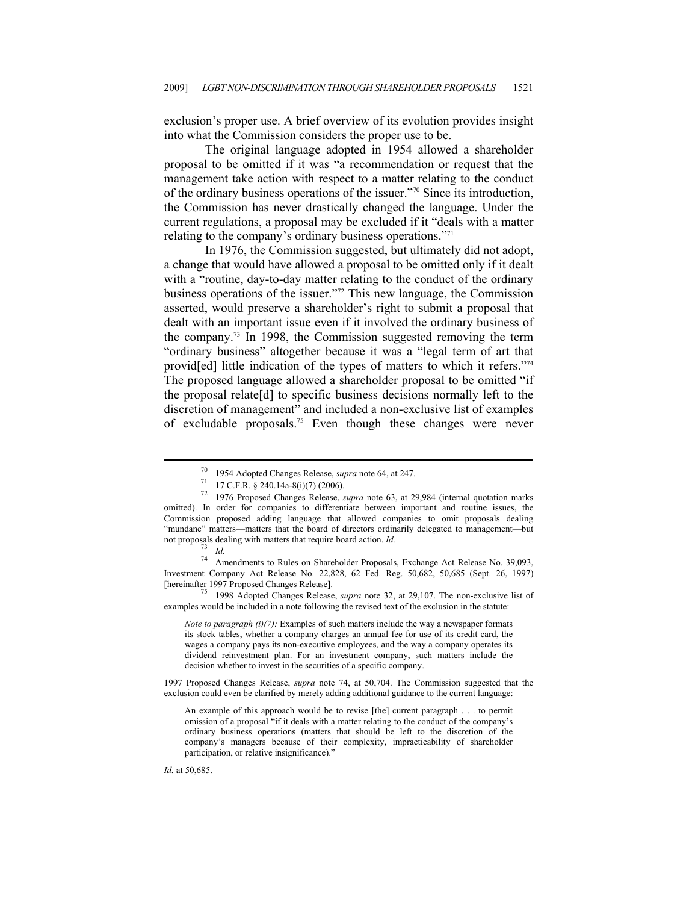exclusion's proper use. A brief overview of its evolution provides insight into what the Commission considers the proper use to be.

The original language adopted in 1954 allowed a shareholder proposal to be omitted if it was "a recommendation or request that the management take action with respect to a matter relating to the conduct of the ordinary business operations of the issuer."[70] Since its introduction, the Commission has never drastically changed the language. Under the current regulations, a proposal may be excluded if it "deals with a matter relating to the company's ordinary business operations."[71]

In 1976, the Commission suggested, but ultimately did not adopt, a change that would have allowed a proposal to be omitted only if it dealt with a "routine, day-to-day matter relating to the conduct of the ordinary business operations of the issuer."[72] This new language, the Commission asserted, would preserve a shareholder's right to submit a proposal that dealt with an important issue even if it involved the ordinary business of the company.[73] In 1998, the Commission suggested removing the term "ordinary business" altogether because it was a "legal term of art that provid[ed] little indication of the types of matters to which it refers."[74] The proposed language allowed a shareholder proposal to be omitted "if the proposal relate[d] to specific business decisions normally left to the discretion of management" and included a non-exclusive list of examples of excludable proposals.[75] Even though these changes were never

---

[70] 1954 Adopted Changes Release, *supra* note 64, at 247.

[71] 17 C.F.R. § 240.14a-8(i)(7) (2006).

[72] 1976 Proposed Changes Release, *supra* note 63, at 29,984 (internal quotation marks omitted). In order for companies to differentiate between important and routine issues, the Commission proposed adding language that allowed companies to omit proposals dealing "mundane" matters—matters that the board of directors ordinarily delegated to management—but not proposals dealing with matters that require board action. *Id.*

[73] *Id.*

[74] Amendments to Rules on Shareholder Proposals, Exchange Act Release No. 39,093, Investment Company Act Release No. 22,828, 62 Fed. Reg. 50,682, 50,685 (Sept. 26, 1997) [hereinafter 1997 Proposed Changes Release].

[75] 1998 Adopted Changes Release, *supra* note 32, at 29,107. The non-exclusive list of examples would be included in a note following the revised text of the exclusion in the statute:

> *Note to paragraph (i)(7):* Examples of such matters include the way a newspaper formats its stock tables, whether a company charges an annual fee for use of its credit card, the wages a company pays its non-executive employees, and the way a company operates its dividend reinvestment plan. For an investment company, such matters include the decision whether to invest in the securities of a specific company.

1997 Proposed Changes Release, *supra* note 74, at 50,704. The Commission suggested that the exclusion could even be clarified by merely adding additional guidance to the current language:

> An example of this approach would be to revise [the] current paragraph . . . to permit omission of a proposal "if it deals with a matter relating to the conduct of the company's ordinary business operations (matters that should be left to the discretion of the company's managers because of their complexity, impracticability of shareholder participation, or relative insignificance)."

*Id.* at 50,685.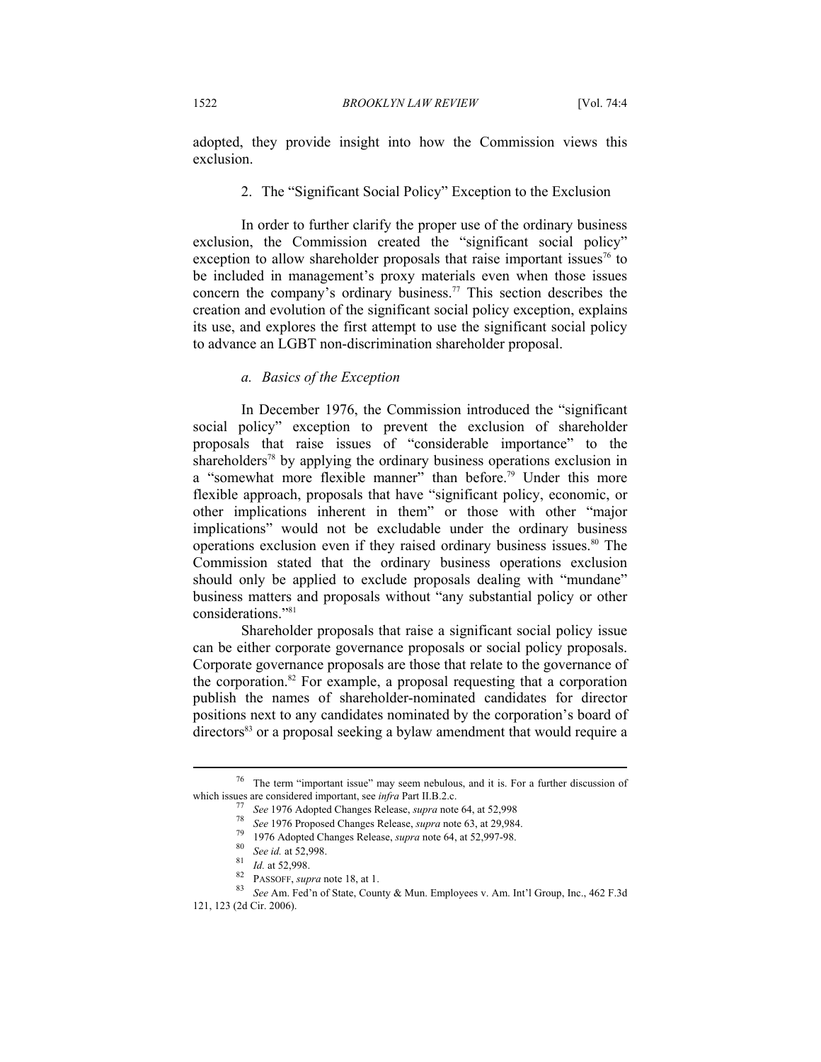adopted, they provide insight into how the Commission views this exclusion.

### 2. The "Significant Social Policy" Exception to the Exclusion

In order to further clarify the proper use of the ordinary business exclusion, the Commission created the "significant social policy" exception to allow shareholder proposals that raise important issues[76] to be included in management's proxy materials even when those issues concern the company's ordinary business.[77] This section describes the creation and evolution of the significant social policy exception, explains its use, and explores the first attempt to use the significant social policy to advance an LGBT non-discrimination shareholder proposal.

#### *a. Basics of the Exception*

In December 1976, the Commission introduced the "significant social policy" exception to prevent the exclusion of shareholder proposals that raise issues of "considerable importance" to the shareholders[78] by applying the ordinary business operations exclusion in a "somewhat more flexible manner" than before.[79] Under this more flexible approach, proposals that have "significant policy, economic, or other implications inherent in them" or those with other "major implications" would not be excludable under the ordinary business operations exclusion even if they raised ordinary business issues.[80] The Commission stated that the ordinary business operations exclusion should only be applied to exclude proposals dealing with "mundane" business matters and proposals without "any substantial policy or other considerations."[81]

Shareholder proposals that raise a significant social policy issue can be either corporate governance proposals or social policy proposals. Corporate governance proposals are those that relate to the governance of the corporation.[82] For example, a proposal requesting that a corporation publish the names of shareholder-nominated candidates for director positions next to any candidates nominated by the corporation's board of directors[83] or a proposal seeking a bylaw amendment that would require a

---

[76] The term "important issue" may seem nebulous, and it is. For a further discussion of which issues are considered important, see *infra* Part II.B.2.c.

[77] *See* 1976 Adopted Changes Release, *supra* note 64, at 52,998

[78] *See* 1976 Proposed Changes Release, *supra* note 63, at 29,984.

[79] 1976 Adopted Changes Release, *supra* note 64, at 52,997-98.

[80] *See id.* at 52,998.

[81] *Id.* at 52,998.

[82] PASSOFF, *supra* note 18, at 1.

[83] *See* Am. Fed'n of State, County & Mun. Employees v. Am. Int'l Group, Inc., 462 F.3d 121, 123 (2d Cir. 2006).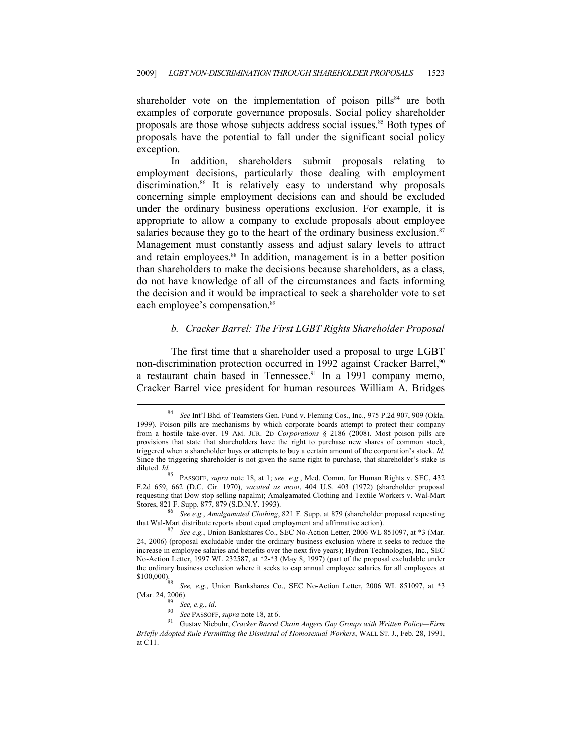shareholder vote on the implementation of poison pills[84] are both examples of corporate governance proposals. Social policy shareholder proposals are those whose subjects address social issues.[85] Both types of proposals have the potential to fall under the significant social policy exception.

In addition, shareholders submit proposals relating to employment decisions, particularly those dealing with employment discrimination.[86] It is relatively easy to understand why proposals concerning simple employment decisions can and should be excluded under the ordinary business operations exclusion. For example, it is appropriate to allow a company to exclude proposals about employee salaries because they go to the heart of the ordinary business exclusion.[87] Management must constantly assess and adjust salary levels to attract and retain employees.[88] In addition, management is in a better position than shareholders to make the decisions because shareholders, as a class, do not have knowledge of all of the circumstances and facts informing the decision and it would be impractical to seek a shareholder vote to set each employee's compensation.[89]

#### *b. Cracker Barrel: The First LGBT Rights Shareholder Proposal*

The first time that a shareholder used a proposal to urge LGBT non-discrimination protection occurred in 1992 against Cracker Barrel,[90] a restaurant chain based in Tennessee.[91] In a 1991 company memo, Cracker Barrel vice president for human resources William A. Bridges

---

[84] *See* Int'l Bhd. of Teamsters Gen. Fund v. Fleming Cos., Inc., 975 P.2d 907, 909 (Okla. 1999). Poison pills are mechanisms by which corporate boards attempt to protect their company from a hostile take-over. 19 AM. JUR. 2D *Corporations* § 2186 (2008). Most poison pills are provisions that state that shareholders have the right to purchase new shares of common stock, triggered when a shareholder buys or attempts to buy a certain amount of the corporation's stock. *Id.* Since the triggering shareholder is not given the same right to purchase, that shareholder's stake is diluted. *Id.*

[85] PASSOFF, *supra* note 18, at 1; *see, e.g.*, Med. Comm. for Human Rights v. SEC, 432 F.2d 659, 662 (D.C. Cir. 1970), *vacated as moot*, 404 U.S. 403 (1972) (shareholder proposal requesting that Dow stop selling napalm); Amalgamated Clothing and Textile Workers v. Wal-Mart Stores, 821 F. Supp. 877, 879 (S.D.N.Y. 1993).

[86] *See e.g.*, *Amalgamated Clothing*, 821 F. Supp. at 879 (shareholder proposal requesting that Wal-Mart distribute reports about equal employment and affirmative action).

[87] *See e.g.*, Union Bankshares Co., SEC No-Action Letter, 2006 WL 851097, at *3 (Mar. 24, 2006) (proposal excludable under the ordinary business exclusion where it seeks to reduce the increase in employee salaries and benefits over the next five years); Hydron Technologies, Inc., SEC No-Action Letter, 1997 WL 232587, at *2-*3 (May 8, 1997) (part of the proposal excludable under the ordinary business exclusion where it seeks to cap annual employee salaries for all employees at $100,000).

[88] *See, e.g.*, Union Bankshares Co., SEC No-Action Letter, 2006 WL 851097, at *3 (Mar. 24, 2006).

[89] *See, e.g.*, *id*.

[90] *See* PASSOFF, *supra* note 18, at 6.

[91] Gustav Niebuhr, *Cracker Barrel Chain Angers Gay Groups with Written Policy—Firm Briefly Adopted Rule Permitting the Dismissal of Homosexual Workers*, WALL ST. J., Feb. 28, 1991, at C11.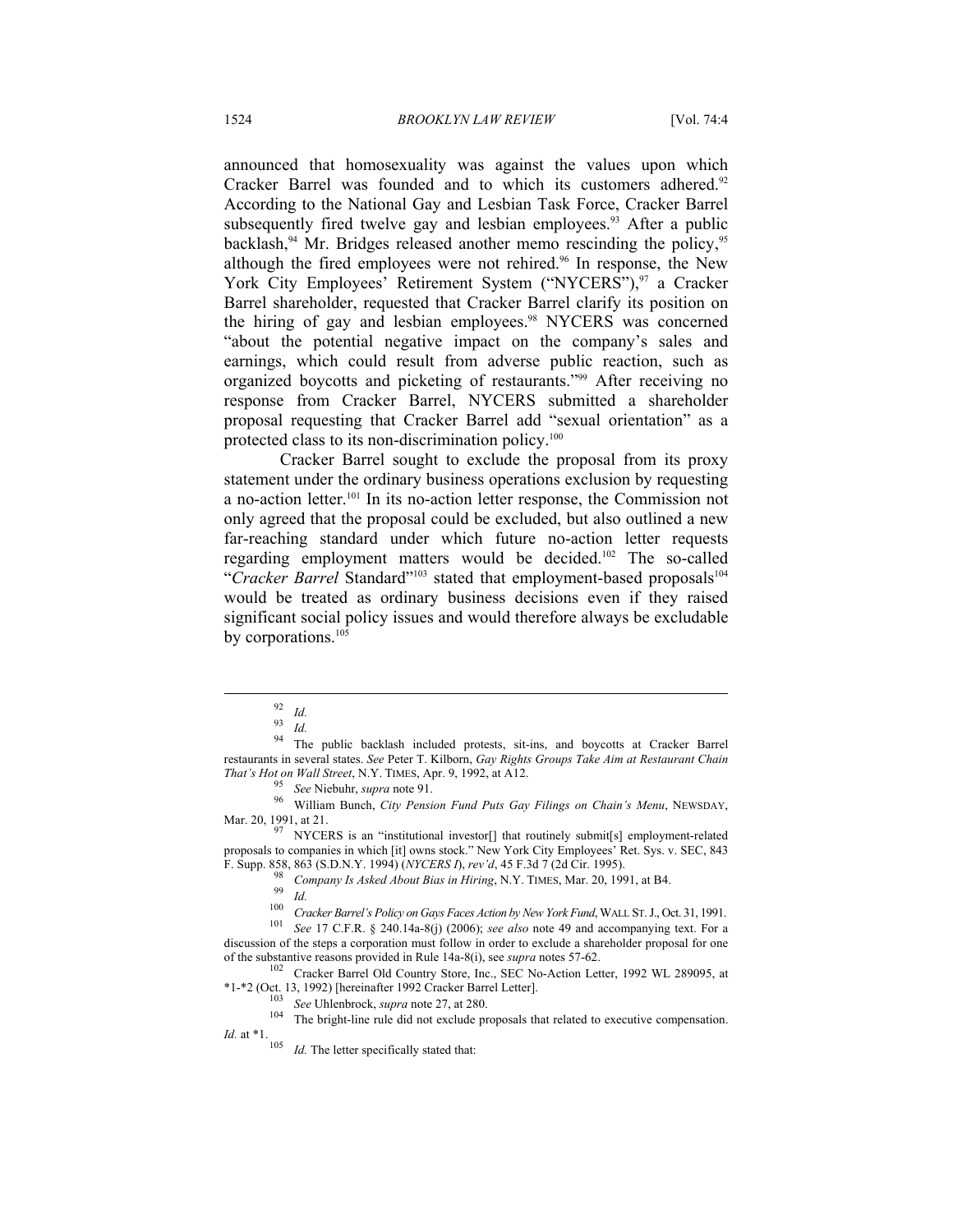announced that homosexuality was against the values upon which Cracker Barrel was founded and to which its customers adhered.[92] According to the National Gay and Lesbian Task Force, Cracker Barrel subsequently fired twelve gay and lesbian employees.[93] After a public backlash,[94] Mr. Bridges released another memo rescinding the policy,[95] although the fired employees were not rehired.[96] In response, the New York City Employees' Retirement System ("NYCERS"),[97] a Cracker Barrel shareholder, requested that Cracker Barrel clarify its position on the hiring of gay and lesbian employees.[98] NYCERS was concerned "about the potential negative impact on the company's sales and earnings, which could result from adverse public reaction, such as organized boycotts and picketing of restaurants."[99] After receiving no response from Cracker Barrel, NYCERS submitted a shareholder proposal requesting that Cracker Barrel add "sexual orientation" as a protected class to its non-discrimination policy.[100]

Cracker Barrel sought to exclude the proposal from its proxy statement under the ordinary business operations exclusion by requesting a no-action letter.[101] In its no-action letter response, the Commission not only agreed that the proposal could be excluded, but also outlined a new far-reaching standard under which future no-action letter requests regarding employment matters would be decided.[102] The so-called "*Cracker Barrel* Standard"[103] stated that employment-based proposals[104] would be treated as ordinary business decisions even if they raised significant social policy issues and would therefore always be excludable by corporations.[105]

---

[92] *Id.*

[93] *Id.*

[94] The public backlash included protests, sit-ins, and boycotts at Cracker Barrel restaurants in several states. *See* Peter T. Kilborn, *Gay Rights Groups Take Aim at Restaurant Chain That's Hot on Wall Street*, N.Y. TIMES, Apr. 9, 1992, at A12.

[95] *See* Niebuhr, *supra* note 91.

[96] William Bunch, *City Pension Fund Puts Gay Filings on Chain's Menu*, NEWSDAY, Mar. 20, 1991, at 21.

[97] NYCERS is an "institutional investor[] that routinely submit[s] employment-related proposals to companies in which [it] owns stock." New York City Employees' Ret. Sys. v. SEC, 843 F. Supp. 858, 863 (S.D.N.Y. 1994) (*NYCERS I*), *rev'd*, 45 F.3d 7 (2d Cir. 1995).

[98] *Company Is Asked About Bias in Hiring*, N.Y. TIMES, Mar. 20, 1991, at B4.

[99] *Id.*

[100] *Cracker Barrel's Policy on Gays Faces Action by New York Fund*, WALL ST. J., Oct. 31, 1991.

[101] *See* 17 C.F.R. § 240.14a-8(j) (2006); *see also* note 49 and accompanying text. For a discussion of the steps a corporation must follow in order to exclude a shareholder proposal for one of the substantive reasons provided in Rule 14a-8(i), see *supra* notes 57-62.

[102] Cracker Barrel Old Country Store, Inc., SEC No-Action Letter, 1992 WL 289095, at *1-*2 (Oct. 13, 1992) [hereinafter 1992 Cracker Barrel Letter].

[103] *See* Uhlenbrock, *supra* note 27, at 280.

[104] The bright-line rule did not exclude proposals that related to executive compensation. *Id.* at *1.

[105] *Id.* The letter specifically stated that: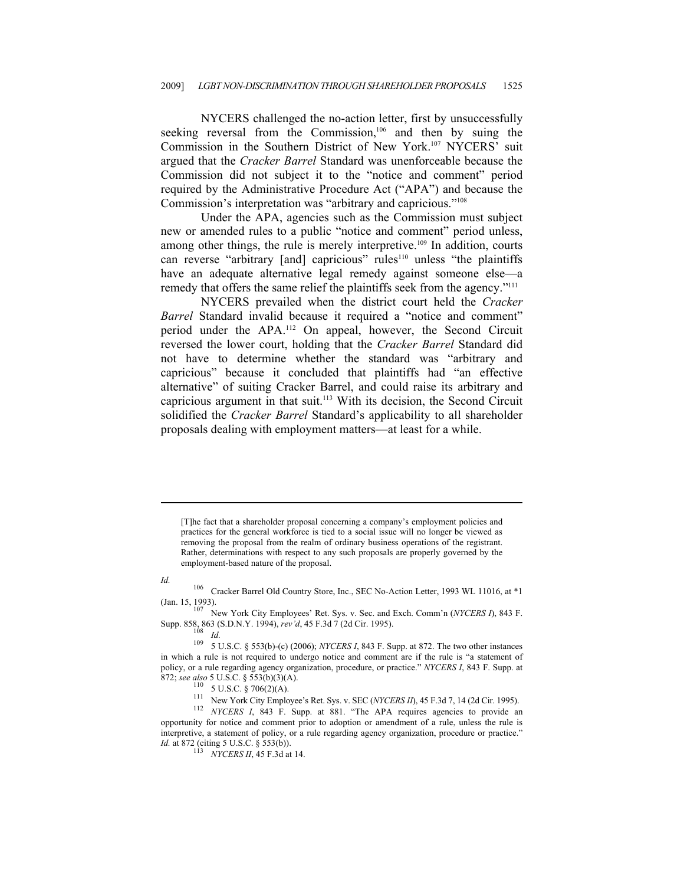NYCERS challenged the no-action letter, first by unsuccessfully seeking reversal from the Commission,[106] and then by suing the Commission in the Southern District of New York.[107] NYCERS' suit argued that the *Cracker Barrel* Standard was unenforceable because the Commission did not subject it to the "notice and comment" period required by the Administrative Procedure Act ("APA") and because the Commission's interpretation was "arbitrary and capricious."[108]

Under the APA, agencies such as the Commission must subject new or amended rules to a public "notice and comment" period unless, among other things, the rule is merely interpretive.[109] In addition, courts can reverse "arbitrary [and] capricious" rules[110] unless "the plaintiffs have an adequate alternative legal remedy against someone else—a remedy that offers the same relief the plaintiffs seek from the agency."[111]

NYCERS prevailed when the district court held the *Cracker Barrel* Standard invalid because it required a "notice and comment" period under the APA.[112] On appeal, however, the Second Circuit reversed the lower court, holding that the *Cracker Barrel* Standard did not have to determine whether the standard was "arbitrary and capricious" because it concluded that plaintiffs had "an effective alternative" of suiting Cracker Barrel, and could raise its arbitrary and capricious argument in that suit.[113] With its decision, the Second Circuit solidified the *Cracker Barrel* Standard's applicability to all shareholder proposals dealing with employment matters—at least for a while.

---

> [T]he fact that a shareholder proposal concerning a company's employment policies and practices for the general workforce is tied to a social issue will no longer be viewed as removing the proposal from the realm of ordinary business operations of the registrant. Rather, determinations with respect to any such proposals are properly governed by the employment-based nature of the proposal.

*Id.*

[106] Cracker Barrel Old Country Store, Inc., SEC No-Action Letter, 1993 WL 11016, at *1 (Jan. 15, 1993).

[107] New York City Employees' Ret. Sys. v. Sec. and Exch. Comm'n (*NYCERS I*), 843 F. Supp. 858, 863 (S.D.N.Y. 1994), *rev'd*, 45 F.3d 7 (2d Cir. 1995).

[108] *Id.*

[109] 5 U.S.C. § 553(b)-(c) (2006); *NYCERS I*, 843 F. Supp. at 872. The two other instances in which a rule is not required to undergo notice and comment are if the rule is "a statement of policy, or a rule regarding agency organization, procedure, or practice." *NYCERS I*, 843 F. Supp. at 872; *see also* 5 U.S.C. § 553(b)(3)(A).

[110] 5 U.S.C. § 706(2)(A).

[111] New York City Employee's Ret. Sys. v. SEC (*NYCERS II*), 45 F.3d 7, 14 (2d Cir. 1995).

[112] *NYCERS I*, 843 F. Supp. at 881. "The APA requires agencies to provide an opportunity for notice and comment prior to adoption or amendment of a rule, unless the rule is interpretive, a statement of policy, or a rule regarding agency organization, procedure or practice." *Id.* at 872 (citing 5 U.S.C. § 553(b)).

[113] *NYCERS II*, 45 F.3d at 14.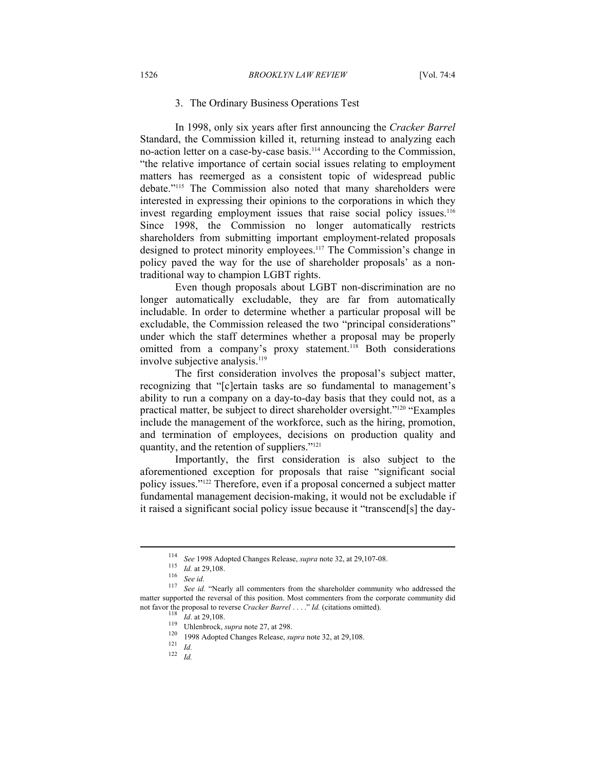### 3. The Ordinary Business Operations Test

In 1998, only six years after first announcing the *Cracker Barrel* Standard, the Commission killed it, returning instead to analyzing each no-action letter on a case-by-case basis.[114] According to the Commission, "the relative importance of certain social issues relating to employment matters has reemerged as a consistent topic of widespread public debate."[115] The Commission also noted that many shareholders were interested in expressing their opinions to the corporations in which they invest regarding employment issues that raise social policy issues.[116] Since 1998, the Commission no longer automatically restricts shareholders from submitting important employment-related proposals designed to protect minority employees.[117] The Commission's change in policy paved the way for the use of shareholder proposals' as a non-traditional way to champion LGBT rights.

Even though proposals about LGBT non-discrimination are no longer automatically excludable, they are far from automatically includable. In order to determine whether a particular proposal will be excludable, the Commission released the two "principal considerations" under which the staff determines whether a proposal may be properly omitted from a company's proxy statement.[118] Both considerations involve subjective analysis.[119]

The first consideration involves the proposal's subject matter, recognizing that "[c]ertain tasks are so fundamental to management's ability to run a company on a day-to-day basis that they could not, as a practical matter, be subject to direct shareholder oversight."[120] "Examples include the management of the workforce, such as the hiring, promotion, and termination of employees, decisions on production quality and quantity, and the retention of suppliers."[121]

Importantly, the first consideration is also subject to the aforementioned exception for proposals that raise "significant social policy issues."[122] Therefore, even if a proposal concerned a subject matter fundamental management decision-making, it would not be excludable if it raised a significant social policy issue because it "transcend[s] the day-

---

[114] *See* 1998 Adopted Changes Release, *supra* note 32, at 29,107-08.

[115] *Id.* at 29,108.

[116] *See id.*

[117] *See id.* "Nearly all commenters from the shareholder community who addressed the matter supported the reversal of this position. Most commenters from the corporate community did not favor the proposal to reverse *Cracker Barrel* . . . ." *Id.* (citations omitted).

[118] *Id*. at 29,108.

[119] Uhlenbrock, *supra* note 27, at 298.

[120] 1998 Adopted Changes Release, *supra* note 32, at 29,108.

[121] *Id.*

[122] *Id.*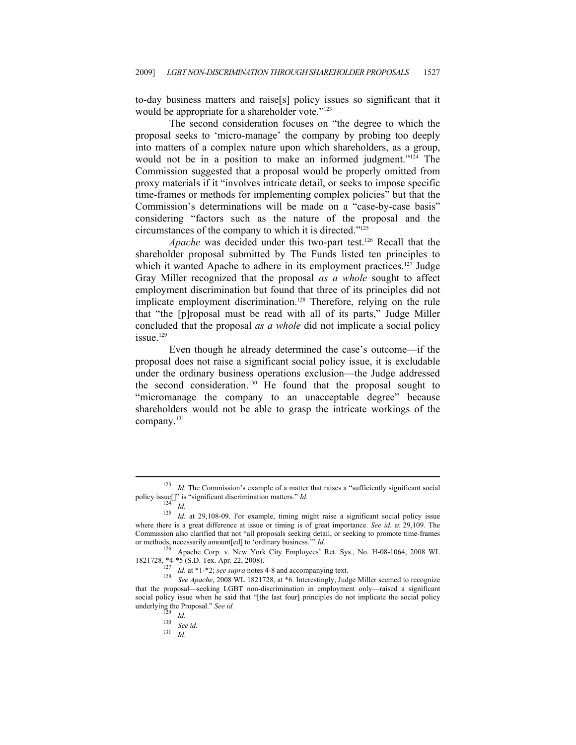to-day business matters and raise[s] policy issues so significant that it would be appropriate for a shareholder vote."[123]

The second consideration focuses on "the degree to which the proposal seeks to 'micro-manage' the company by probing too deeply into matters of a complex nature upon which shareholders, as a group, would not be in a position to make an informed judgment."[124] The Commission suggested that a proposal would be properly omitted from proxy materials if it "involves intricate detail, or seeks to impose specific time-frames or methods for implementing complex policies" but that the Commission's determinations will be made on a "case-by-case basis" considering "factors such as the nature of the proposal and the circumstances of the company to which it is directed."[125]

*Apache* was decided under this two-part test.[126] Recall that the shareholder proposal submitted by The Funds listed ten principles to which it wanted Apache to adhere in its employment practices.[127] Judge Gray Miller recognized that the proposal *as a whole* sought to affect employment discrimination but found that three of its principles did not implicate employment discrimination.[128] Therefore, relying on the rule that "the [p]roposal must be read with all of its parts," Judge Miller concluded that the proposal *as a whole* did not implicate a social policy issue.[129]

Even though he already determined the case's outcome—if the proposal does not raise a significant social policy issue, it is excludable under the ordinary business operations exclusion—the Judge addressed the second consideration.[130] He found that the proposal sought to "micromanage the company to an unacceptable degree" because shareholders would not be able to grasp the intricate workings of the company.[131]

---

[123] *Id.* The Commission's example of a matter that raises a "sufficiently significant social policy issue[]" is "significant discrimination matters." *Id.*

[124] *Id.*

[125] *Id.* at 29,108-09. For example, timing might raise a significant social policy issue where there is a great difference at issue or timing is of great importance. *See id.* at 29,109. The Commission also clarified that not "all proposals seeking detail, or seeking to promote time-frames or methods, necessarily amount[ed] to 'ordinary business.'" *Id.*

[126] Apache Corp. v. New York City Employees' Ret. Sys., No. H-08-1064, 2008 WL 1821728, *4-*5 (S.D. Tex. Apr. 22, 2008).

[127] *Id.* at *1-*2; *see supra* notes 4-8 and accompanying text.

[128] *See Apache*, 2008 WL 1821728, at *6. Interestingly, Judge Miller seemed to recognize that the proposal—seeking LGBT non-discrimination in employment only—raised a significant social policy issue when he said that "[the last four] principles do not implicate the social policy underlying the Proposal." *See id.*

[129] *Id.*

[130] *See id.*

[131] *Id.*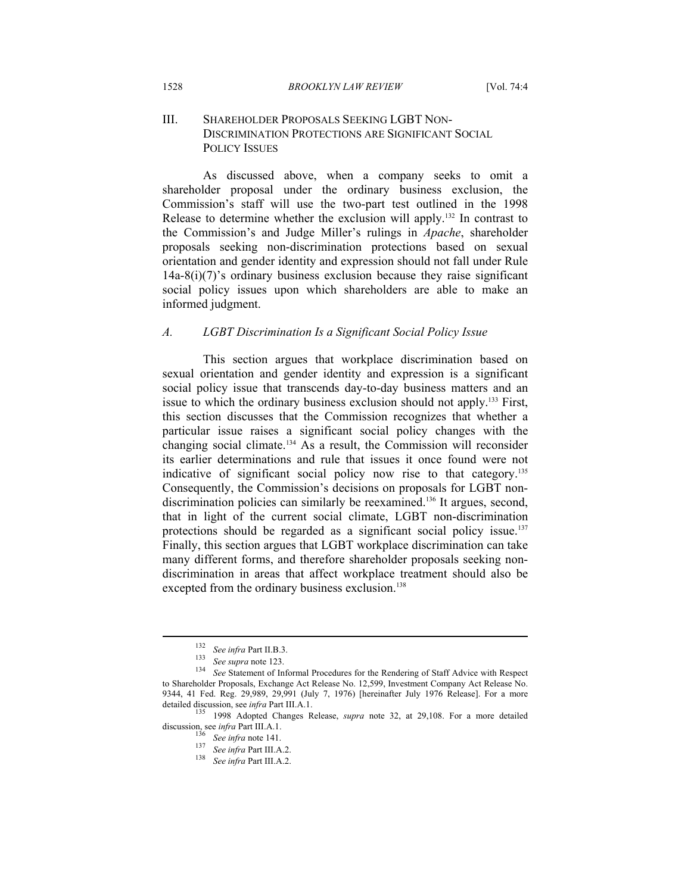## III. SHAREHOLDER PROPOSALS SEEKING LGBT NON-DISCRIMINATION PROTECTIONS ARE SIGNIFICANT SOCIAL POLICY ISSUES

As discussed above, when a company seeks to omit a shareholder proposal under the ordinary business exclusion, the Commission's staff will use the two-part test outlined in the 1998 Release to determine whether the exclusion will apply.[132] In contrast to the Commission's and Judge Miller's rulings in *Apache*, shareholder proposals seeking non-discrimination protections based on sexual orientation and gender identity and expression should not fall under Rule 14a-8(i)(7)'s ordinary business exclusion because they raise significant social policy issues upon which shareholders are able to make an informed judgment.

### *A. LGBT Discrimination Is a Significant Social Policy Issue*

This section argues that workplace discrimination based on sexual orientation and gender identity and expression is a significant social policy issue that transcends day-to-day business matters and an issue to which the ordinary business exclusion should not apply.[133] First, this section discusses that the Commission recognizes that whether a particular issue raises a significant social policy changes with the changing social climate.[134] As a result, the Commission will reconsider its earlier determinations and rule that issues it once found were not indicative of significant social policy now rise to that category.[135] Consequently, the Commission's decisions on proposals for LGBT non-discrimination policies can similarly be reexamined.[136] It argues, second, that in light of the current social climate, LGBT non-discrimination protections should be regarded as a significant social policy issue.[137] Finally, this section argues that LGBT workplace discrimination can take many different forms, and therefore shareholder proposals seeking non-discrimination in areas that affect workplace treatment should also be excepted from the ordinary business exclusion.[138]

---

[132] *See infra* Part II.B.3.

[133] *See supra* note 123.

[134] *See* Statement of Informal Procedures for the Rendering of Staff Advice with Respect to Shareholder Proposals, Exchange Act Release No. 12,599, Investment Company Act Release No. 9344, 41 Fed. Reg. 29,989, 29,991 (July 7, 1976) [hereinafter July 1976 Release]. For a more detailed discussion, see *infra* Part III.A.1.

[135] 1998 Adopted Changes Release, *supra* note 32, at 29,108. For a more detailed discussion, see *infra* Part III.A.1.

[136] *See infra* note 141.

[137] *See infra* Part III.A.2.

[138] *See infra* Part III.A.2.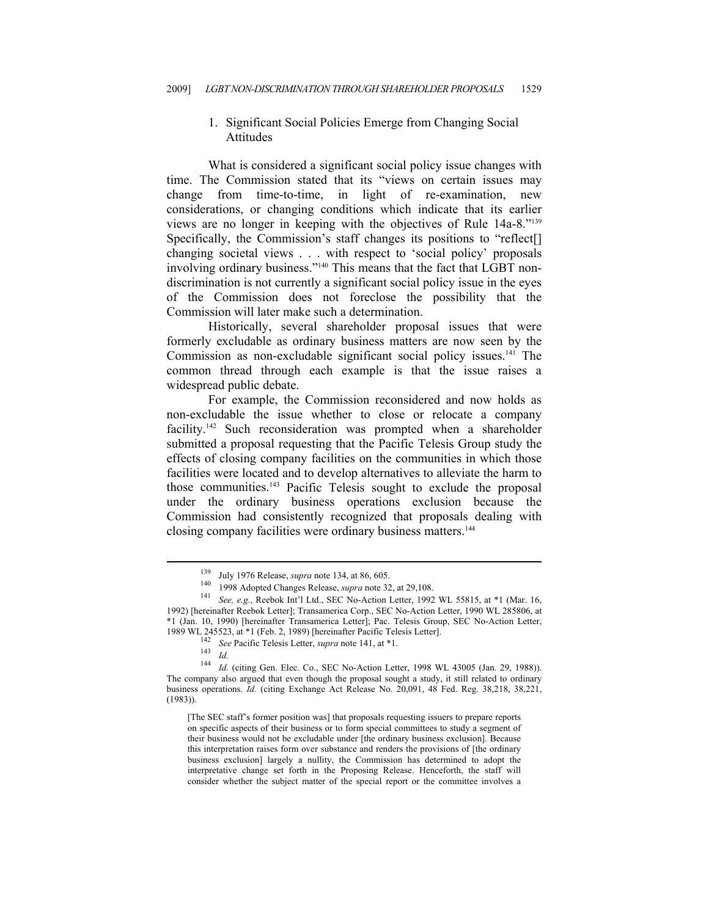### 1. Significant Social Policies Emerge from Changing Social Attitudes

What is considered a significant social policy issue changes with time. The Commission stated that its "views on certain issues may change from time-to-time, in light of re-examination, new considerations, or changing conditions which indicate that its earlier views are no longer in keeping with the objectives of Rule 14a-8."[139] Specifically, the Commission's staff changes its positions to "reflect[] changing societal views . . . with respect to 'social policy' proposals involving ordinary business."[140] This means that the fact that LGBT non-discrimination is not currently a significant social policy issue in the eyes of the Commission does not foreclose the possibility that the Commission will later make such a determination.

Historically, several shareholder proposal issues that were formerly excludable as ordinary business matters are now seen by the Commission as non-excludable significant social policy issues.[141] The common thread through each example is that the issue raises a widespread public debate.

For example, the Commission reconsidered and now holds as non-excludable the issue whether to close or relocate a company facility.[142] Such reconsideration was prompted when a shareholder submitted a proposal requesting that the Pacific Telesis Group study the effects of closing company facilities on the communities in which those facilities were located and to develop alternatives to alleviate the harm to those communities.[143] Pacific Telesis sought to exclude the proposal under the ordinary business operations exclusion because the Commission had consistently recognized that proposals dealing with closing company facilities were ordinary business matters.[144]

---

[139] July 1976 Release, *supra* note 134, at 86, 605.

[140] 1998 Adopted Changes Release, *supra* note 32, at 29,108.

[141] *See, e.g.*, Reebok Int'l Ltd., SEC No-Action Letter, 1992 WL 55815, at *1 (Mar. 16, 1992) [hereinafter Reebok Letter]; Transamerica Corp., SEC No-Action Letter, 1990 WL 285806, at *1 (Jan. 10, 1990) [hereinafter Transamerica Letter]; Pac. Telesis Group, SEC No-Action Letter, 1989 WL 245523, at *1 (Feb. 2, 1989) [hereinafter Pacific Telesis Letter].

[142] *See* Pacific Telesis Letter, *supra* note 141, at *1.

[143] *Id.*

[144] *Id.* (citing Gen. Elec. Co., SEC No-Action Letter, 1998 WL 43005 (Jan. 29, 1988)). The company also argued that even though the proposal sought a study, it still related to ordinary business operations. *Id.* (citing Exchange Act Release No. 20,091, 48 Fed. Reg. 38,218, 38,221, (1983)).

> [The SEC staff's former position was] that proposals requesting issuers to prepare reports on specific aspects of their business or to form special committees to study a segment of their business would not be excludable under [the ordinary business exclusion]. Because this interpretation raises form over substance and renders the provisions of [the ordinary business exclusion] largely a nullity, the Commission has determined to adopt the interpretative change set forth in the Proposing Release. Henceforth, the staff will consider whether the subject matter of the special report or the committee involves a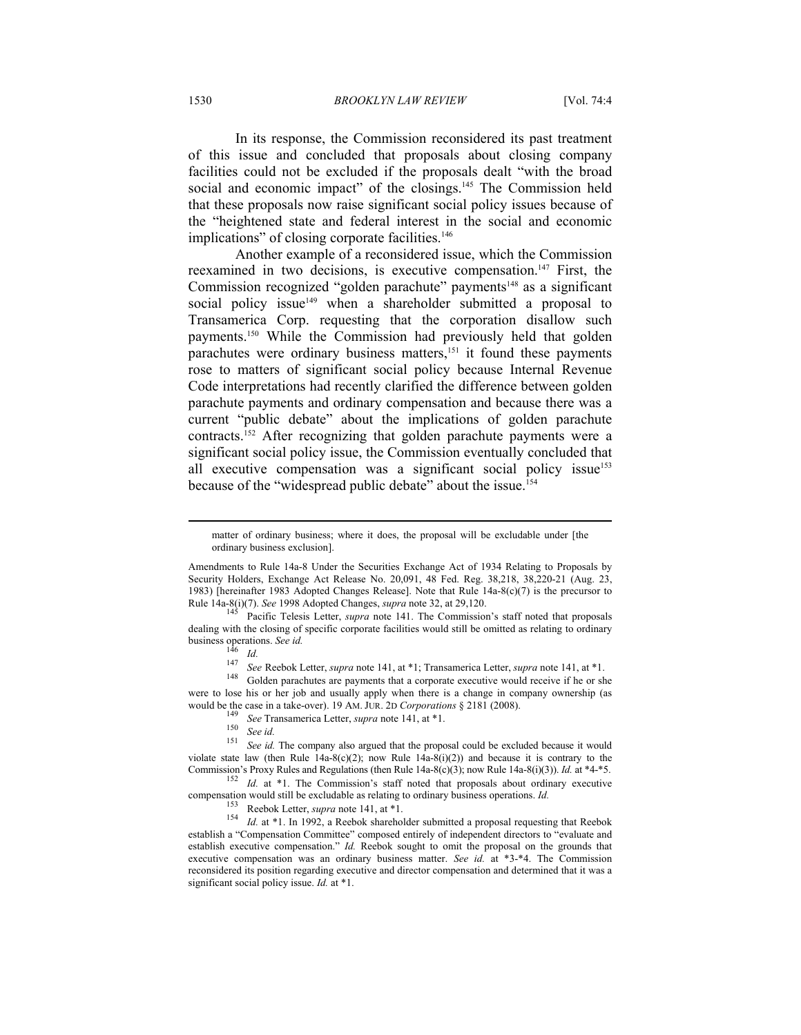In its response, the Commission reconsidered its past treatment of this issue and concluded that proposals about closing company facilities could not be excluded if the proposals dealt "with the broad social and economic impact" of the closings.[145] The Commission held that these proposals now raise significant social policy issues because of the "heightened state and federal interest in the social and economic implications" of closing corporate facilities.[146]

Another example of a reconsidered issue, which the Commission reexamined in two decisions, is executive compensation.[147] First, the Commission recognized "golden parachute" payments[148] as a significant social policy issue[149] when a shareholder submitted a proposal to Transamerica Corp. requesting that the corporation disallow such payments.[150] While the Commission had previously held that golden parachutes were ordinary business matters,[151] it found these payments rose to matters of significant social policy because Internal Revenue Code interpretations had recently clarified the difference between golden parachute payments and ordinary compensation and because there was a current "public debate" about the implications of golden parachute contracts.[152] After recognizing that golden parachute payments were a significant social policy issue, the Commission eventually concluded that all executive compensation was a significant social policy issue[153] because of the "widespread public debate" about the issue.[154]

---

> matter of ordinary business; where it does, the proposal will be excludable under [the ordinary business exclusion].

Amendments to Rule 14a-8 Under the Securities Exchange Act of 1934 Relating to Proposals by Security Holders, Exchange Act Release No. 20,091, 48 Fed. Reg. 38,218, 38,220-21 (Aug. 23, 1983) [hereinafter 1983 Adopted Changes Release]. Note that Rule 14a-8(c)(7) is the precursor to Rule 14a-8(i)(7). *See* 1998 Adopted Changes, *supra* note 32, at 29,120.

[145] Pacific Telesis Letter, *supra* note 141. The Commission's staff noted that proposals dealing with the closing of specific corporate facilities would still be omitted as relating to ordinary business operations. *See id.*

[146] *Id.*

[147] *See* Reebok Letter, *supra* note 141, at *1; Transamerica Letter, *supra* note 141, at *1.

[148] Golden parachutes are payments that a corporate executive would receive if he or she were to lose his or her job and usually apply when there is a change in company ownership (as would be the case in a take-over). 19 AM. JUR. 2D *Corporations* § 2181 (2008).

[149] *See* Transamerica Letter, *supra* note 141, at *1.

[150] *See id.*

[151] *See id.* The company also argued that the proposal could be excluded because it would violate state law (then Rule 14a-8(c)(2); now Rule 14a-8(i)(2)) and because it is contrary to the Commission's Proxy Rules and Regulations (then Rule 14a-8(c)(3); now Rule 14a-8(i)(3)). *Id.* at *4-*5.

[152] *Id.* at *1. The Commission's staff noted that proposals about ordinary executive compensation would still be excludable as relating to ordinary business operations. *Id.*

[153] Reebok Letter, *supra* note 141, at *1.

[154] *Id.* at *1. In 1992, a Reebok shareholder submitted a proposal requesting that Reebok establish a "Compensation Committee" composed entirely of independent directors to "evaluate and establish executive compensation." *Id.* Reebok sought to omit the proposal on the grounds that executive compensation was an ordinary business matter. *See id.* at *3-*4. The Commission reconsidered its position regarding executive and director compensation and determined that it was a significant social policy issue. *Id.* at *1.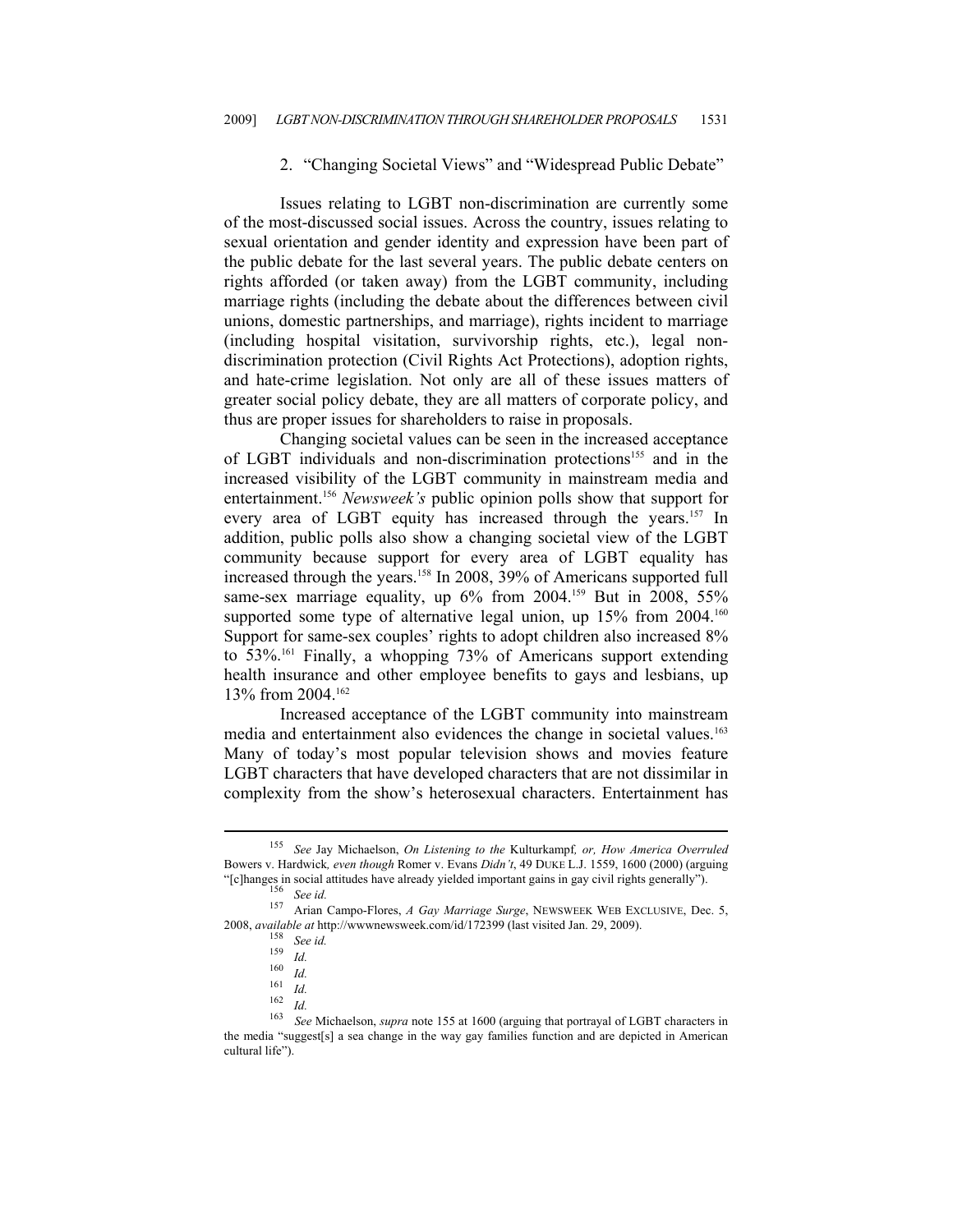### 2. "Changing Societal Views" and "Widespread Public Debate"

Issues relating to LGBT non-discrimination are currently some of the most-discussed social issues. Across the country, issues relating to sexual orientation and gender identity and expression have been part of the public debate for the last several years. The public debate centers on rights afforded (or taken away) from the LGBT community, including marriage rights (including the debate about the differences between civil unions, domestic partnerships, and marriage), rights incident to marriage (including hospital visitation, survivorship rights, etc.), legal non-discrimination protection (Civil Rights Act Protections), adoption rights, and hate-crime legislation. Not only are all of these issues matters of greater social policy debate, they are all matters of corporate policy, and thus are proper issues for shareholders to raise in proposals.

Changing societal values can be seen in the increased acceptance of LGBT individuals and non-discrimination protections[155] and in the increased visibility of the LGBT community in mainstream media and entertainment.[156] *Newsweek's* public opinion polls show that support for every area of LGBT equity has increased through the years.[157] In addition, public polls also show a changing societal view of the LGBT community because support for every area of LGBT equality has increased through the years.[158] In 2008, 39% of Americans supported full same-sex marriage equality, up 6% from 2004.[159] But in 2008, 55% supported some type of alternative legal union, up 15% from 2004.[160] Support for same-sex couples' rights to adopt children also increased 8% to 53%.[161] Finally, a whopping 73% of Americans support extending health insurance and other employee benefits to gays and lesbians, up 13% from 2004.[162]

Increased acceptance of the LGBT community into mainstream media and entertainment also evidences the change in societal values.[163] Many of today's most popular television shows and movies feature LGBT characters that have developed characters that are not dissimilar in complexity from the show's heterosexual characters. Entertainment has

---

[155] *See* Jay Michaelson, *On Listening to the* Kulturkampf*, or, How America Overruled* Bowers v. Hardwick*, even though* Romer v. Evans *Didn't*, 49 DUKE L.J. 1559, 1600 (2000) (arguing "[c]hanges in social attitudes have already yielded important gains in gay civil rights generally").

[156] *See id.*

[157] Arian Campo-Flores, *A Gay Marriage Surge*, NEWSWEEK WEB EXCLUSIVE, Dec. 5, 2008, *available at* http://wwwnewsweek.com/id/172399 (last visited Jan. 29, 2009).

[158] *See id.*

[159] *Id.*

[160] *Id.*

[161] *Id.*

[162] *Id.*

[163] *See* Michaelson, *supra* note 155 at 1600 (arguing that portrayal of LGBT characters in the media "suggest[s] a sea change in the way gay families function and are depicted in American cultural life").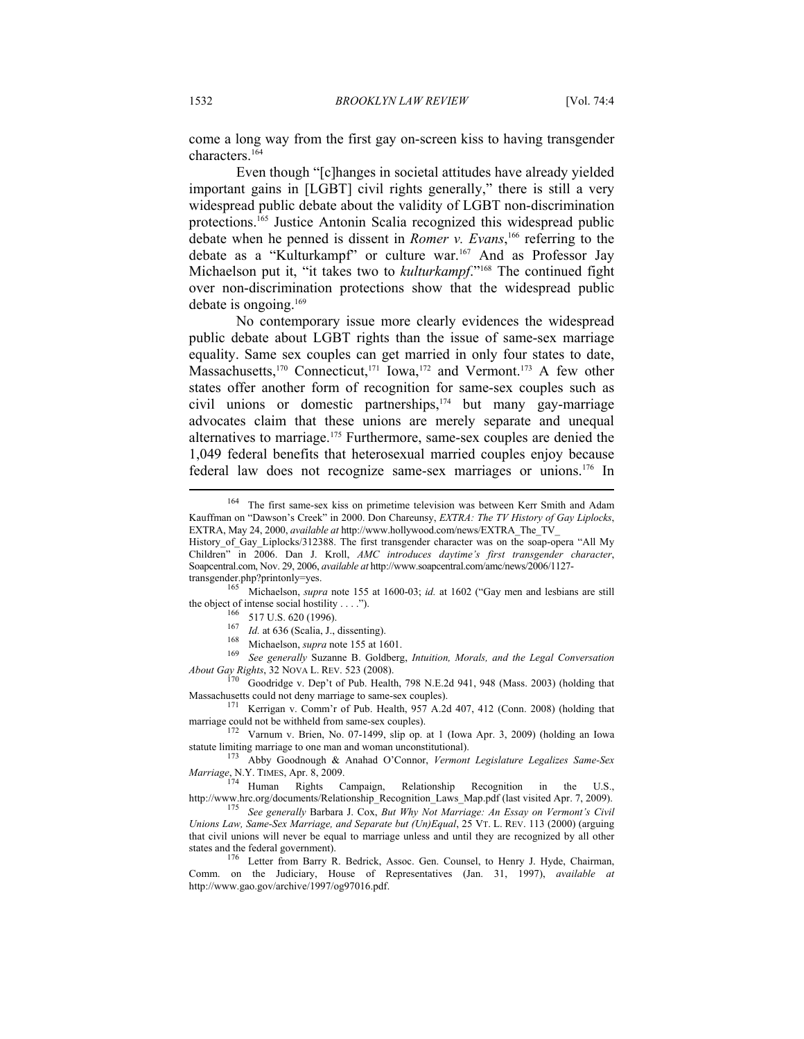come a long way from the first gay on-screen kiss to having transgender characters.[164]

Even though "[c]hanges in societal attitudes have already yielded important gains in [LGBT] civil rights generally," there is still a very widespread public debate about the validity of LGBT non-discrimination protections.[165] Justice Antonin Scalia recognized this widespread public debate when he penned is dissent in *Romer v. Evans*,[166] referring to the debate as a "Kulturkampf" or culture war.[167] And as Professor Jay Michaelson put it, "it takes two to *kulturkampf*."[168] The continued fight over non-discrimination protections show that the widespread public debate is ongoing.[169]

No contemporary issue more clearly evidences the widespread public debate about LGBT rights than the issue of same-sex marriage equality. Same sex couples can get married in only four states to date, Massachusetts,[170] Connecticut,[171] Iowa,[172] and Vermont.[173] A few other states offer another form of recognition for same-sex couples such as civil unions or domestic partnerships,[174] but many gay-marriage advocates claim that these unions are merely separate and unequal alternatives to marriage.[175] Furthermore, same-sex couples are denied the 1,049 federal benefits that heterosexual married couples enjoy because federal law does not recognize same-sex marriages or unions.[176] In

---

[164] The first same-sex kiss on primetime television was between Kerr Smith and Adam Kauffman on "Dawson's Creek" in 2000. Don Chareunsy, *EXTRA: The TV History of Gay Liplocks*, EXTRA, May 24, 2000, *available at* http://www.hollywood.com/news/EXTRA_The_TV_History_of_Gay_Liplocks/312388. The first transgender character was on the soap-opera "All My Children" in 2006. Dan J. Kroll, *AMC introduces daytime's first transgender character*, Soapcentral.com, Nov. 29, 2006, *available at* http://www.soapcentral.com/amc/news/2006/1127-transgender.php?printonly=yes.

[165] Michaelson, *supra* note 155 at 1600-03; *id.* at 1602 ("Gay men and lesbians are still the object of intense social hostility . . . .").

[166] 517 U.S. 620 (1996).

[167] *Id.* at 636 (Scalia, J., dissenting).

[168] Michaelson, *supra* note 155 at 1601.

[169] *See generally* Suzanne B. Goldberg, *Intuition, Morals, and the Legal Conversation About Gay Rights*, 32 NOVA L. REV. 523 (2008).

[170] Goodridge v. Dep't of Pub. Health, 798 N.E.2d 941, 948 (Mass. 2003) (holding that Massachusetts could not deny marriage to same-sex couples).

[171] Kerrigan v. Comm'r of Pub. Health, 957 A.2d 407, 412 (Conn. 2008) (holding that marriage could not be withheld from same-sex couples).

[172] Varnum v. Brien, No. 07-1499, slip op. at 1 (Iowa Apr. 3, 2009) (holding an Iowa statute limiting marriage to one man and woman unconstitutional).

[173] Abby Goodnough & Anahad O'Connor, *Vermont Legislature Legalizes Same-Sex Marriage*, N.Y. TIMES, Apr. 8, 2009.

[174] Human Rights Campaign, Relationship Recognition in the U.S., http://www.hrc.org/documents/Relationship_Recognition_Laws_Map.pdf (last visited Apr. 7, 2009).

[175] *See generally* Barbara J. Cox, *But Why Not Marriage: An Essay on Vermont's Civil Unions Law, Same-Sex Marriage, and Separate but (Un)Equal*, 25 VT. L. REV. 113 (2000) (arguing that civil unions will never be equal to marriage unless and until they are recognized by all other states and the federal government).

[176] Letter from Barry R. Bedrick, Assoc. Gen. Counsel, to Henry J. Hyde, Chairman, Comm. on the Judiciary, House of Representatives (Jan. 31, 1997), *available at* http://www.gao.gov/archive/1997/og97016.pdf.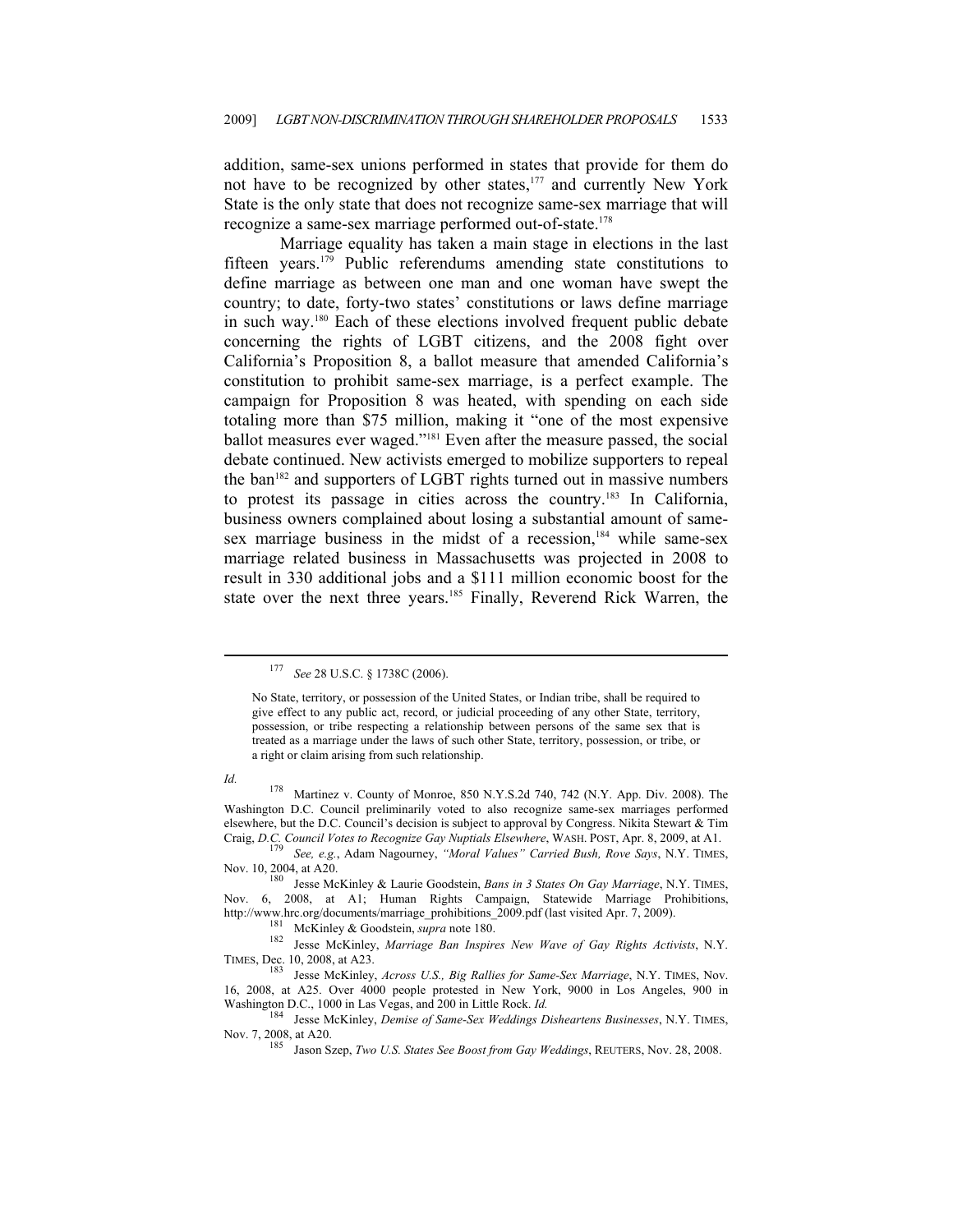addition, same-sex unions performed in states that provide for them do not have to be recognized by other states,[177] and currently New York State is the only state that does not recognize same-sex marriage that will recognize a same-sex marriage performed out-of-state.[178]

Marriage equality has taken a main stage in elections in the last fifteen years.[179] Public referendums amending state constitutions to define marriage as between one man and one woman have swept the country; to date, forty-two states' constitutions or laws define marriage in such way.[180] Each of these elections involved frequent public debate concerning the rights of LGBT citizens, and the 2008 fight over California's Proposition 8, a ballot measure that amended California's constitution to prohibit same-sex marriage, is a perfect example. The campaign for Proposition 8 was heated, with spending on each side totaling more than $75 million, making it "one of the most expensive ballot measures ever waged."[181] Even after the measure passed, the social debate continued. New activists emerged to mobilize supporters to repeal the ban[182] and supporters of LGBT rights turned out in massive numbers to protest its passage in cities across the country.[183] In California, business owners complained about losing a substantial amount of same-sex marriage business in the midst of a recession,[184] while same-sex marriage related business in Massachusetts was projected in 2008 to result in 330 additional jobs and a $111 million economic boost for the state over the next three years.[185] Finally, Reverend Rick Warren, the

---

[177] *See* 28 U.S.C. § 1738C (2006).

> No State, territory, or possession of the United States, or Indian tribe, shall be required to give effect to any public act, record, or judicial proceeding of any other State, territory, possession, or tribe respecting a relationship between persons of the same sex that is treated as a marriage under the laws of such other State, territory, possession, or tribe, or a right or claim arising from such relationship.

*Id.*

[178] Martinez v. County of Monroe, 850 N.Y.S.2d 740, 742 (N.Y. App. Div. 2008). The Washington D.C. Council preliminarily voted to also recognize same-sex marriages performed elsewhere, but the D.C. Council's decision is subject to approval by Congress. Nikita Stewart & Tim Craig, *D.C. Council Votes to Recognize Gay Nuptials Elsewhere*, WASH. POST, Apr. 8, 2009, at A1.

[179] *See, e.g.*, Adam Nagourney, *"Moral Values" Carried Bush, Rove Says*, N.Y. TIMES, Nov. 10, 2004, at A20.

[180] Jesse McKinley & Laurie Goodstein, *Bans in 3 States On Gay Marriage*, N.Y. TIMES, Nov. 6, 2008, at A1; Human Rights Campaign, Statewide Marriage Prohibitions, http://www.hrc.org/documents/marriage_prohibitions_2009.pdf (last visited Apr. 7, 2009).

[181] McKinley & Goodstein, *supra* note 180.

[182] Jesse McKinley, *Marriage Ban Inspires New Wave of Gay Rights Activists*, N.Y. TIMES, Dec. 10, 2008, at A23.

[183] Jesse McKinley, *Across U.S., Big Rallies for Same-Sex Marriage*, N.Y. TIMES, Nov. 16, 2008, at A25. Over 4000 people protested in New York, 9000 in Los Angeles, 900 in Washington D.C., 1000 in Las Vegas, and 200 in Little Rock. *Id.*

[184] Jesse McKinley, *Demise of Same-Sex Weddings Disheartens Businesses*, N.Y. TIMES, Nov. 7, 2008, at A20.

[185] Jason Szep, *Two U.S. States See Boost from Gay Weddings*, REUTERS, Nov. 28, 2008.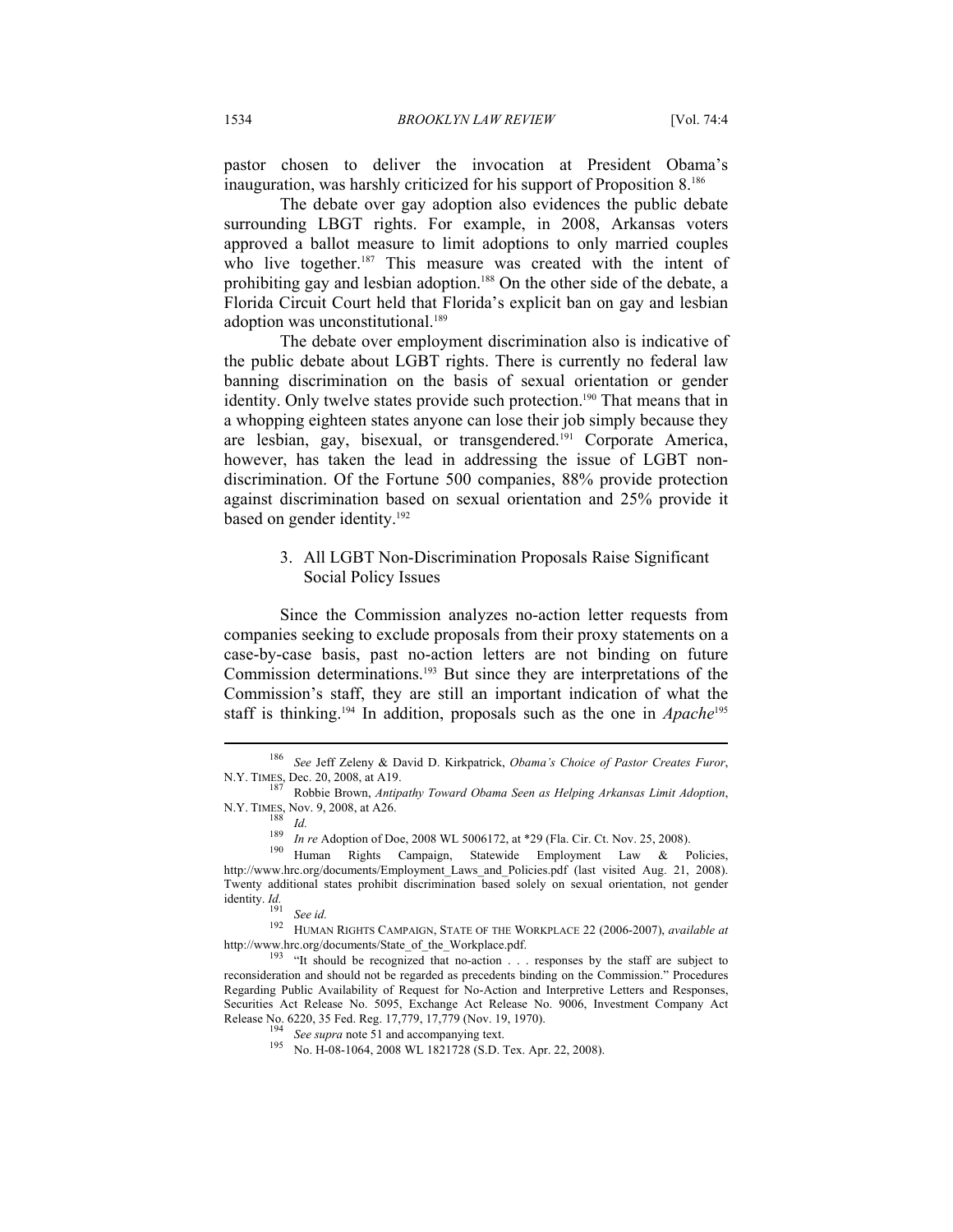pastor chosen to deliver the invocation at President Obama's inauguration, was harshly criticized for his support of Proposition 8.[186]

The debate over gay adoption also evidences the public debate surrounding LBGT rights. For example, in 2008, Arkansas voters approved a ballot measure to limit adoptions to only married couples who live together.[187] This measure was created with the intent of prohibiting gay and lesbian adoption.[188] On the other side of the debate, a Florida Circuit Court held that Florida's explicit ban on gay and lesbian adoption was unconstitutional.[189]

The debate over employment discrimination also is indicative of the public debate about LGBT rights. There is currently no federal law banning discrimination on the basis of sexual orientation or gender identity. Only twelve states provide such protection.[190] That means that in a whopping eighteen states anyone can lose their job simply because they are lesbian, gay, bisexual, or transgendered.[191] Corporate America, however, has taken the lead in addressing the issue of LGBT non-discrimination. Of the Fortune 500 companies, 88% provide protection against discrimination based on sexual orientation and 25% provide it based on gender identity.[192]

### 3. All LGBT Non-Discrimination Proposals Raise Significant Social Policy Issues

Since the Commission analyzes no-action letter requests from companies seeking to exclude proposals from their proxy statements on a case-by-case basis, past no-action letters are not binding on future Commission determinations.[193] But since they are interpretations of the Commission's staff, they are still an important indication of what the staff is thinking.[194] In addition, proposals such as the one in *Apache*[195]

---

[186] *See* Jeff Zeleny & David D. Kirkpatrick, *Obama's Choice of Pastor Creates Furor*, N.Y. TIMES, Dec. 20, 2008, at A19.

[187] Robbie Brown, *Antipathy Toward Obama Seen as Helping Arkansas Limit Adoption*, N.Y. TIMES, Nov. 9, 2008, at A26.

[188] *Id.*

[189] *In re* Adoption of Doe, 2008 WL 5006172, at *29 (Fla. Cir. Ct. Nov. 25, 2008).

[190] Human Rights Campaign, Statewide Employment Law & Policies, http://www.hrc.org/documents/Employment_Laws_and_Policies.pdf (last visited Aug. 21, 2008). Twenty additional states prohibit discrimination based solely on sexual orientation, not gender identity. *Id.*

[191] *See id.*

[192] HUMAN RIGHTS CAMPAIGN, STATE OF THE WORKPLACE 22 (2006-2007), *available at* http://www.hrc.org/documents/State_of_the_Workplace.pdf.

[193] "It should be recognized that no-action . . . responses by the staff are subject to reconsideration and should not be regarded as precedents binding on the Commission." Procedures Regarding Public Availability of Request for No-Action and Interpretive Letters and Responses, Securities Act Release No. 5095, Exchange Act Release No. 9006, Investment Company Act Release No. 6220, 35 Fed. Reg. 17,779, 17,779 (Nov. 19, 1970).

[194] *See supra* note 51 and accompanying text.

[195] No. H-08-1064, 2008 WL 1821728 (S.D. Tex. Apr. 22, 2008).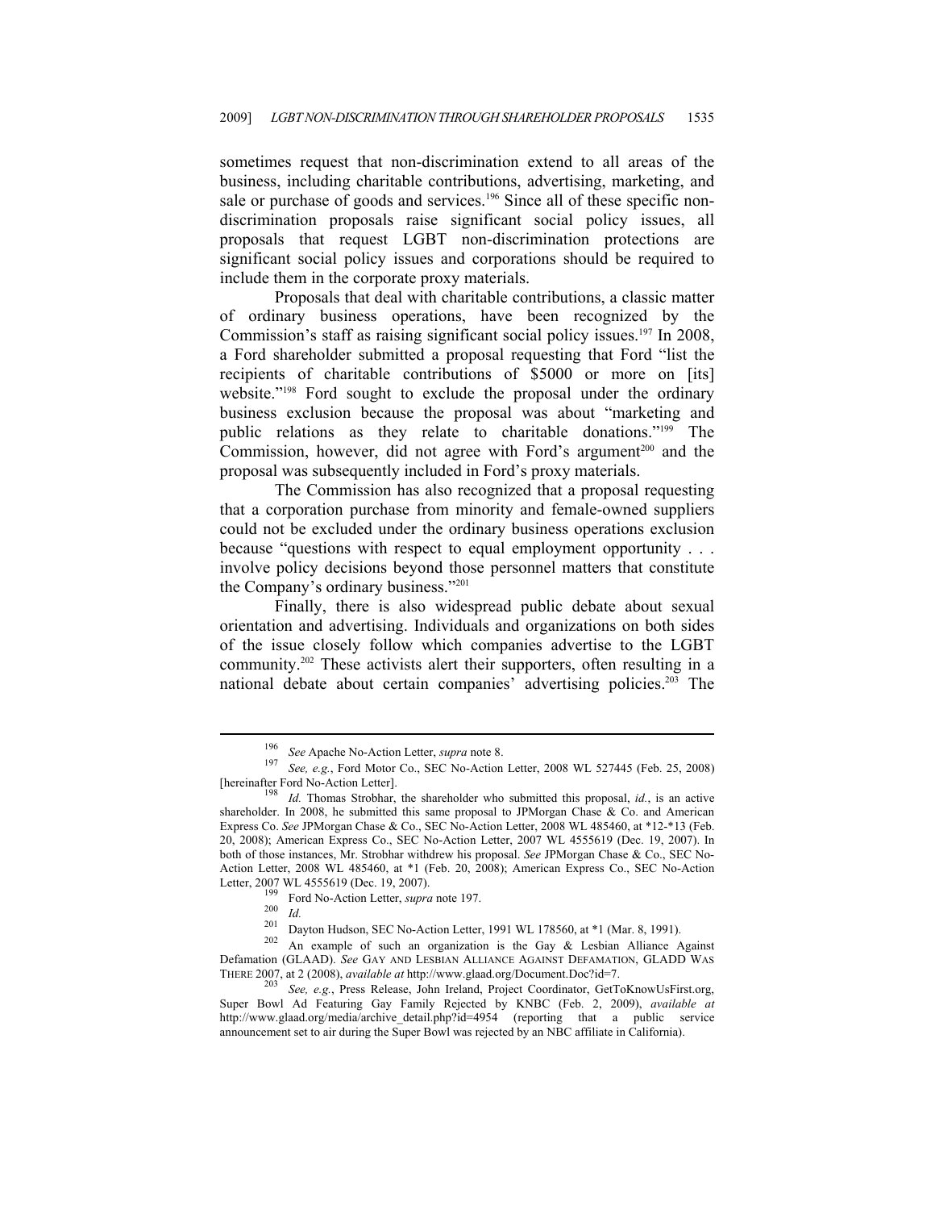sometimes request that non-discrimination extend to all areas of the business, including charitable contributions, advertising, marketing, and sale or purchase of goods and services.[196] Since all of these specific non-discrimination proposals raise significant social policy issues, all proposals that request LGBT non-discrimination protections are significant social policy issues and corporations should be required to include them in the corporate proxy materials.

Proposals that deal with charitable contributions, a classic matter of ordinary business operations, have been recognized by the Commission's staff as raising significant social policy issues.[197] In 2008, a Ford shareholder submitted a proposal requesting that Ford "list the recipients of charitable contributions of $5000 or more on [its] website."[198] Ford sought to exclude the proposal under the ordinary business exclusion because the proposal was about "marketing and public relations as they relate to charitable donations."[199] The Commission, however, did not agree with Ford's argument[200] and the proposal was subsequently included in Ford's proxy materials.

The Commission has also recognized that a proposal requesting that a corporation purchase from minority and female-owned suppliers could not be excluded under the ordinary business operations exclusion because "questions with respect to equal employment opportunity . . . involve policy decisions beyond those personnel matters that constitute the Company's ordinary business."[201]

Finally, there is also widespread public debate about sexual orientation and advertising. Individuals and organizations on both sides of the issue closely follow which companies advertise to the LGBT community.[202] These activists alert their supporters, often resulting in a national debate about certain companies' advertising policies.[203] The

---

[196] *See* Apache No-Action Letter, *supra* note 8.

[197] *See, e.g.*, Ford Motor Co., SEC No-Action Letter, 2008 WL 527445 (Feb. 25, 2008) [hereinafter Ford No-Action Letter].

[198] *Id.* Thomas Strobhar, the shareholder who submitted this proposal, *id.*, is an active shareholder. In 2008, he submitted this same proposal to JPMorgan Chase & Co. and American Express Co. *See* JPMorgan Chase & Co., SEC No-Action Letter, 2008 WL 485460, at *12-*13 (Feb. 20, 2008); American Express Co., SEC No-Action Letter, 2007 WL 4555619 (Dec. 19, 2007). In both of those instances, Mr. Strobhar withdrew his proposal. *See* JPMorgan Chase & Co., SEC No-Action Letter, 2008 WL 485460, at *1 (Feb. 20, 2008); American Express Co., SEC No-Action Letter, 2007 WL 4555619 (Dec. 19, 2007).

[199] Ford No-Action Letter, *supra* note 197.

[200] *Id.*

[201] Dayton Hudson, SEC No-Action Letter, 1991 WL 178560, at *1 (Mar. 8, 1991).

[202] An example of such an organization is the Gay & Lesbian Alliance Against Defamation (GLAAD). *See* GAY AND LESBIAN ALLIANCE AGAINST DEFAMATION, GLADD WAS THERE 2007, at 2 (2008), *available at* http://www.glaad.org/Document.Doc?id=7.

[203] *See, e.g.*, Press Release, John Ireland, Project Coordinator, GetToKnowUsFirst.org, Super Bowl Ad Featuring Gay Family Rejected by KNBC (Feb. 2, 2009), *available at* http://www.glaad.org/media/archive_detail.php?id=4954 (reporting that a public service announcement set to air during the Super Bowl was rejected by an NBC affiliate in California).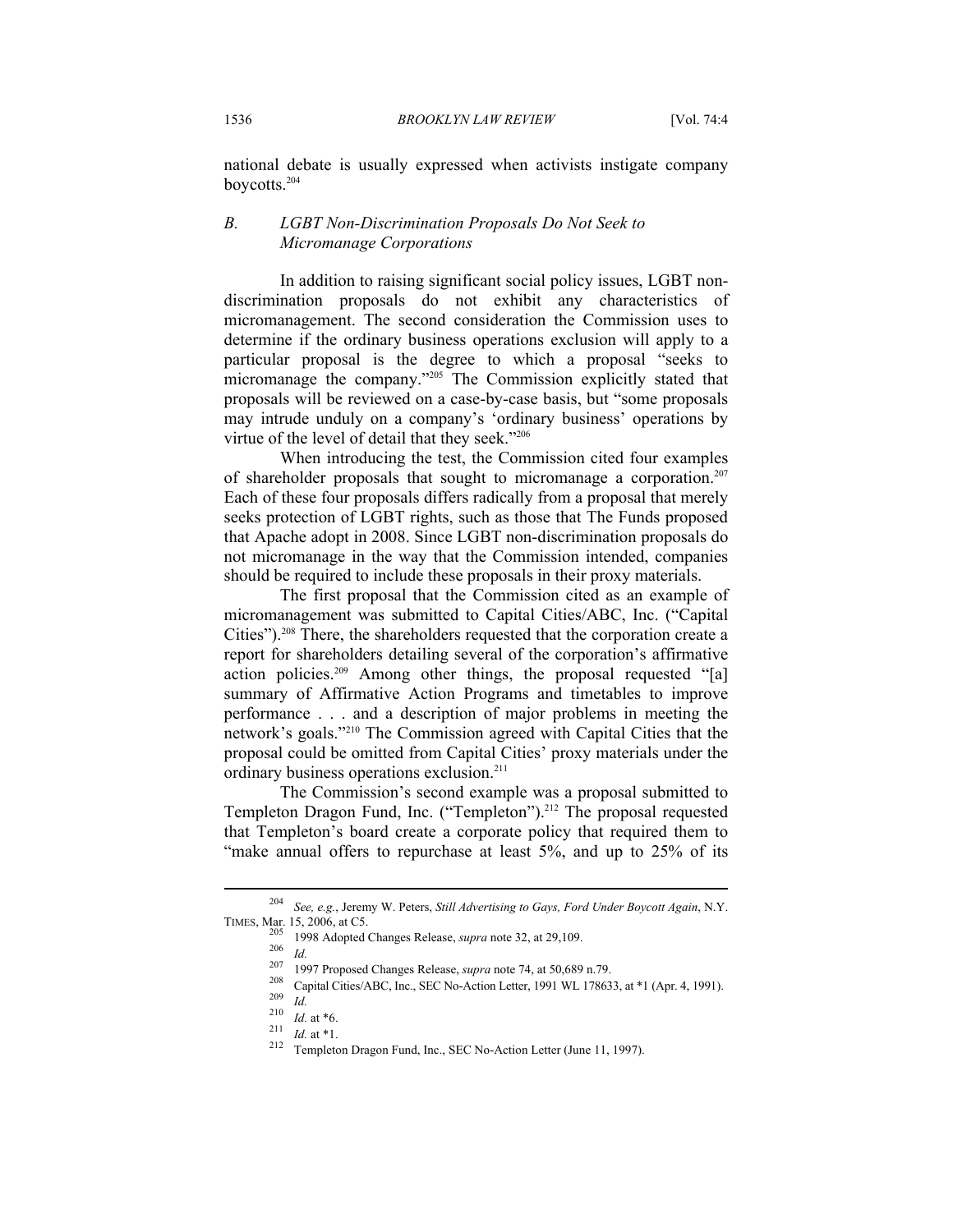national debate is usually expressed when activists instigate company boycotts.[204]

### *B. LGBT Non-Discrimination Proposals Do Not Seek to Micromanage Corporations*

In addition to raising significant social policy issues, LGBT non-discrimination proposals do not exhibit any characteristics of micromanagement. The second consideration the Commission uses to determine if the ordinary business operations exclusion will apply to a particular proposal is the degree to which a proposal "seeks to micromanage the company."[205] The Commission explicitly stated that proposals will be reviewed on a case-by-case basis, but "some proposals may intrude unduly on a company's 'ordinary business' operations by virtue of the level of detail that they seek."[206]

When introducing the test, the Commission cited four examples of shareholder proposals that sought to micromanage a corporation.[207] Each of these four proposals differs radically from a proposal that merely seeks protection of LGBT rights, such as those that The Funds proposed that Apache adopt in 2008. Since LGBT non-discrimination proposals do not micromanage in the way that the Commission intended, companies should be required to include these proposals in their proxy materials.

The first proposal that the Commission cited as an example of micromanagement was submitted to Capital Cities/ABC, Inc. ("Capital Cities").[208] There, the shareholders requested that the corporation create a report for shareholders detailing several of the corporation's affirmative action policies.[209] Among other things, the proposal requested "[a] summary of Affirmative Action Programs and timetables to improve performance . . . and a description of major problems in meeting the network's goals."[210] The Commission agreed with Capital Cities that the proposal could be omitted from Capital Cities' proxy materials under the ordinary business operations exclusion.[211]

The Commission's second example was a proposal submitted to Templeton Dragon Fund, Inc. ("Templeton").[212] The proposal requested that Templeton's board create a corporate policy that required them to "make annual offers to repurchase at least 5%, and up to 25% of its

---

[204] *See, e.g.*, Jeremy W. Peters, *Still Advertising to Gays, Ford Under Boycott Again*, N.Y. TIMES, Mar. 15, 2006, at C5.

[205] 1998 Adopted Changes Release, *supra* note 32, at 29,109.

[206] *Id.*

[207] 1997 Proposed Changes Release, *supra* note 74, at 50,689 n.79.

[208] Capital Cities/ABC, Inc., SEC No-Action Letter, 1991 WL 178633, at *1 (Apr. 4, 1991).

[209] *Id.*

[210] *Id.* at *6.

[211] *Id.* at *1.

[212] Templeton Dragon Fund, Inc., SEC No-Action Letter (June 11, 1997).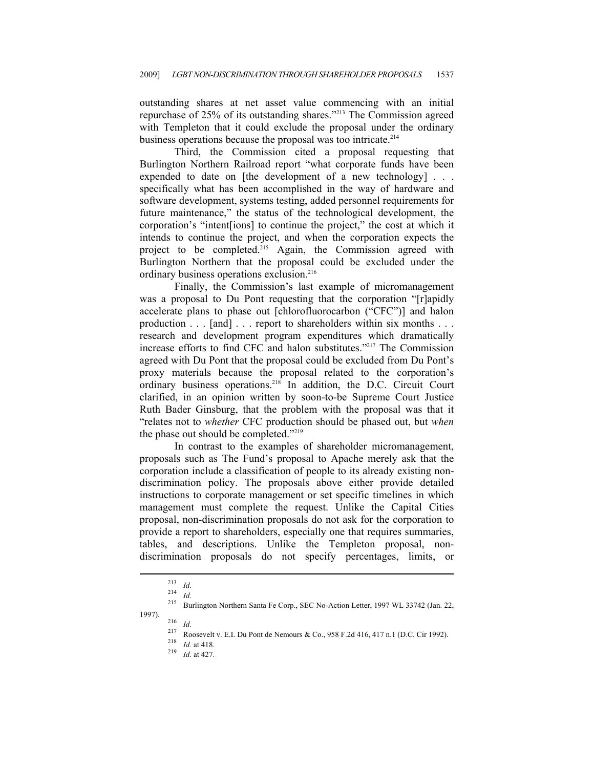outstanding shares at net asset value commencing with an initial repurchase of 25% of its outstanding shares."[213] The Commission agreed with Templeton that it could exclude the proposal under the ordinary business operations because the proposal was too intricate.[214]

Third, the Commission cited a proposal requesting that Burlington Northern Railroad report "what corporate funds have been expended to date on [the development of a new technology] . . . specifically what has been accomplished in the way of hardware and software development, systems testing, added personnel requirements for future maintenance," the status of the technological development, the corporation's "intent[ions] to continue the project," the cost at which it intends to continue the project, and when the corporation expects the project to be completed.[215] Again, the Commission agreed with Burlington Northern that the proposal could be excluded under the ordinary business operations exclusion.[216]

Finally, the Commission's last example of micromanagement was a proposal to Du Pont requesting that the corporation "[r]apidly accelerate plans to phase out [chlorofluorocarbon ("CFC")] and halon production . . . [and] . . . report to shareholders within six months . . . research and development program expenditures which dramatically increase efforts to find CFC and halon substitutes."[217] The Commission agreed with Du Pont that the proposal could be excluded from Du Pont's proxy materials because the proposal related to the corporation's ordinary business operations.[218] In addition, the D.C. Circuit Court clarified, in an opinion written by soon-to-be Supreme Court Justice Ruth Bader Ginsburg, that the problem with the proposal was that it "relates not to *whether* CFC production should be phased out, but *when* the phase out should be completed."[219]

In contrast to the examples of shareholder micromanagement, proposals such as The Fund's proposal to Apache merely ask that the corporation include a classification of people to its already existing non-discrimination policy. The proposals above either provide detailed instructions to corporate management or set specific timelines in which management must complete the request. Unlike the Capital Cities proposal, non-discrimination proposals do not ask for the corporation to provide a report to shareholders, especially one that requires summaries, tables, and descriptions. Unlike the Templeton proposal, non-discrimination proposals do not specify percentages, limits, or

---

[213] *Id.*

[214] *Id.*

[215] Burlington Northern Santa Fe Corp., SEC No-Action Letter, 1997 WL 33742 (Jan. 22, 1997).

[216] *Id.*

[217] Roosevelt v. E.I. Du Pont de Nemours & Co., 958 F.2d 416, 417 n.1 (D.C. Cir 1992).

[218] *Id.* at 418.

[219] *Id.* at 427.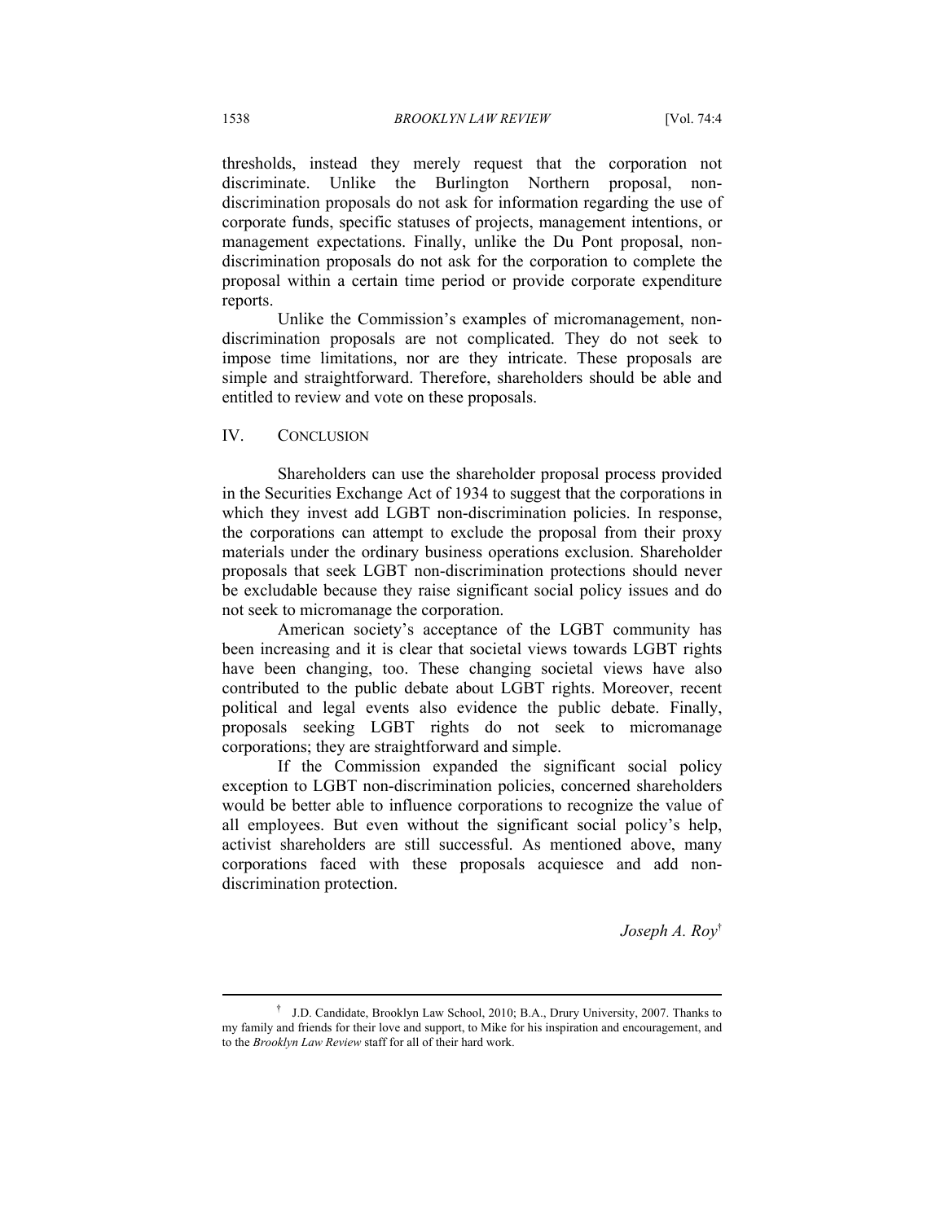thresholds, instead they merely request that the corporation not discriminate. Unlike the Burlington Northern proposal, non-discrimination proposals do not ask for information regarding the use of corporate funds, specific statuses of projects, management intentions, or management expectations. Finally, unlike the Du Pont proposal, non-discrimination proposals do not ask for the corporation to complete the proposal within a certain time period or provide corporate expenditure reports.

Unlike the Commission's examples of micromanagement, non-discrimination proposals are not complicated. They do not seek to impose time limitations, nor are they intricate. These proposals are simple and straightforward. Therefore, shareholders should be able and entitled to review and vote on these proposals.

## IV. CONCLUSION

Shareholders can use the shareholder proposal process provided in the Securities Exchange Act of 1934 to suggest that the corporations in which they invest add LGBT non-discrimination policies. In response, the corporations can attempt to exclude the proposal from their proxy materials under the ordinary business operations exclusion. Shareholder proposals that seek LGBT non-discrimination protections should never be excludable because they raise significant social policy issues and do not seek to micromanage the corporation.

American society's acceptance of the LGBT community has been increasing and it is clear that societal views towards LGBT rights have been changing, too. These changing societal views have also contributed to the public debate about LGBT rights. Moreover, recent political and legal events also evidence the public debate. Finally, proposals seeking LGBT rights do not seek to micromanage corporations; they are straightforward and simple.

If the Commission expanded the significant social policy exception to LGBT non-discrimination policies, concerned shareholders would be better able to influence corporations to recognize the value of all employees. But even without the significant social policy's help, activist shareholders are still successful. As mentioned above, many corporations faced with these proposals acquiesce and add non-discrimination protection.

*Joseph A. Roy*[†]

---

[†] J.D. Candidate, Brooklyn Law School, 2010; B.A., Drury University, 2007. Thanks to my family and friends for their love and support, to Mike for his inspiration and encouragement, and to the *Brooklyn Law Review* staff for all of their hard work.